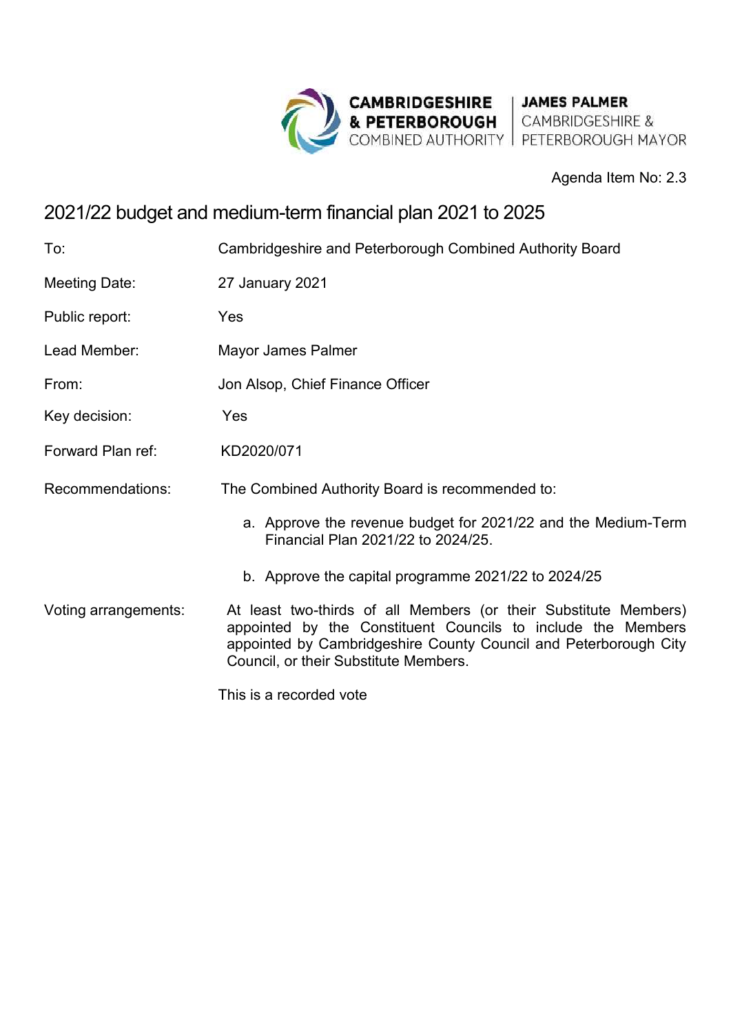CAMBRIDGESHIRE & PETERBOROUGH COMBINED AUTHORITY | JAMES PALMER CAMBRIDGESHIRE & PETERBOROUGH MAYOR

Agenda Item No: 2.3

# 2021/22 budget and medium-term financial plan 2021 to 2025

| | |
|---|---|
| To: | Cambridgeshire and Peterborough Combined Authority Board |
| Meeting Date: | 27 January 2021 |
| Public report: | Yes |
| Lead Member: | Mayor James Palmer |
| From: | Jon Alsop, Chief Finance Officer |
| Key decision: | Yes |
| Forward Plan ref: | KD2020/071 |
| Recommendations: | The Combined Authority Board is recommended to:<br>a. Approve the revenue budget for 2021/22 and the Medium-Term Financial Plan 2021/22 to 2024/25.<br>b. Approve the capital programme 2021/22 to 2024/25 |
| Voting arrangements: | At least two-thirds of all Members (or their Substitute Members) appointed by the Constituent Councils to include the Members appointed by Cambridgeshire County Council and Peterborough City Council, or their Substitute Members.<br>This is a recorded vote |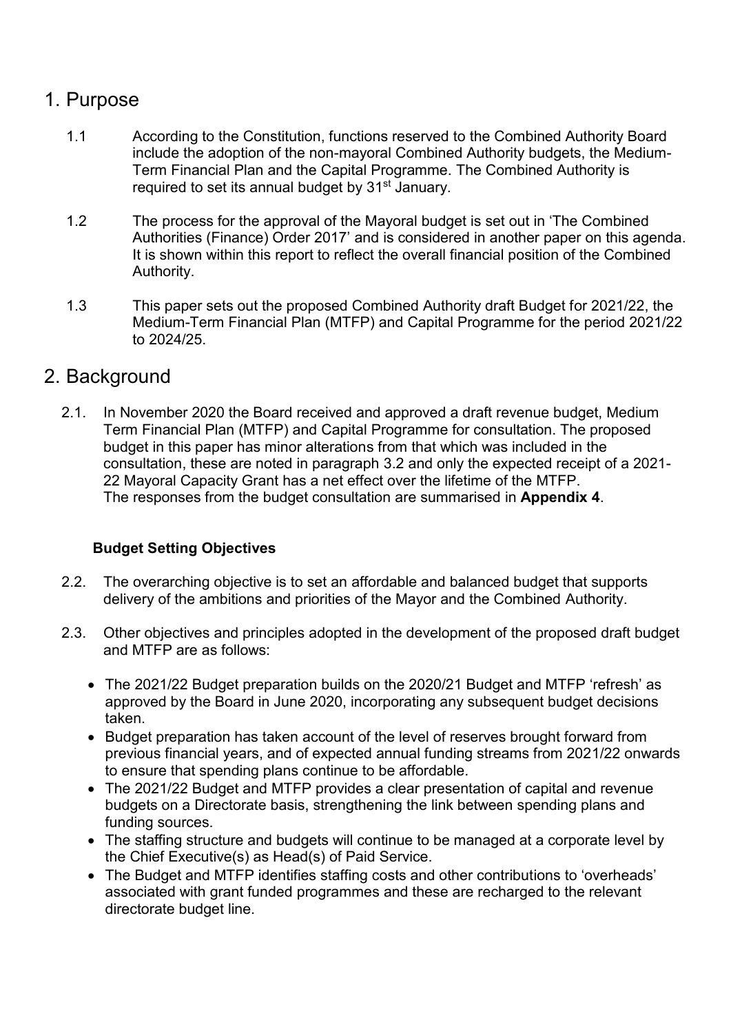# 1. Purpose

1.1 According to the Constitution, functions reserved to the Combined Authority Board include the adoption of the non-mayoral Combined Authority budgets, the Medium-Term Financial Plan and the Capital Programme. The Combined Authority is required to set its annual budget by 31st January.

1.2 The process for the approval of the Mayoral budget is set out in 'The Combined Authorities (Finance) Order 2017' and is considered in another paper on this agenda. It is shown within this report to reflect the overall financial position of the Combined Authority.

1.3 This paper sets out the proposed Combined Authority draft Budget for 2021/22, the Medium-Term Financial Plan (MTFP) and Capital Programme for the period 2021/22 to 2024/25.

# 2. Background

2.1. In November 2020 the Board received and approved a draft revenue budget, Medium Term Financial Plan (MTFP) and Capital Programme for consultation. The proposed budget in this paper has minor alterations from that which was included in the consultation, these are noted in paragraph 3.2 and only the expected receipt of a 2021-22 Mayoral Capacity Grant has a net effect over the lifetime of the MTFP. The responses from the budget consultation are summarised in **Appendix 4**.

### Budget Setting Objectives

2.2. The overarching objective is to set an affordable and balanced budget that supports delivery of the ambitions and priorities of the Mayor and the Combined Authority.

2.3. Other objectives and principles adopted in the development of the proposed draft budget and MTFP are as follows:

- The 2021/22 Budget preparation builds on the 2020/21 Budget and MTFP 'refresh' as approved by the Board in June 2020, incorporating any subsequent budget decisions taken.
- Budget preparation has taken account of the level of reserves brought forward from previous financial years, and of expected annual funding streams from 2021/22 onwards to ensure that spending plans continue to be affordable.
- The 2021/22 Budget and MTFP provides a clear presentation of capital and revenue budgets on a Directorate basis, strengthening the link between spending plans and funding sources.
- The staffing structure and budgets will continue to be managed at a corporate level by the Chief Executive(s) as Head(s) of Paid Service.
- The Budget and MTFP identifies staffing costs and other contributions to 'overheads' associated with grant funded programmes and these are recharged to the relevant directorate budget line.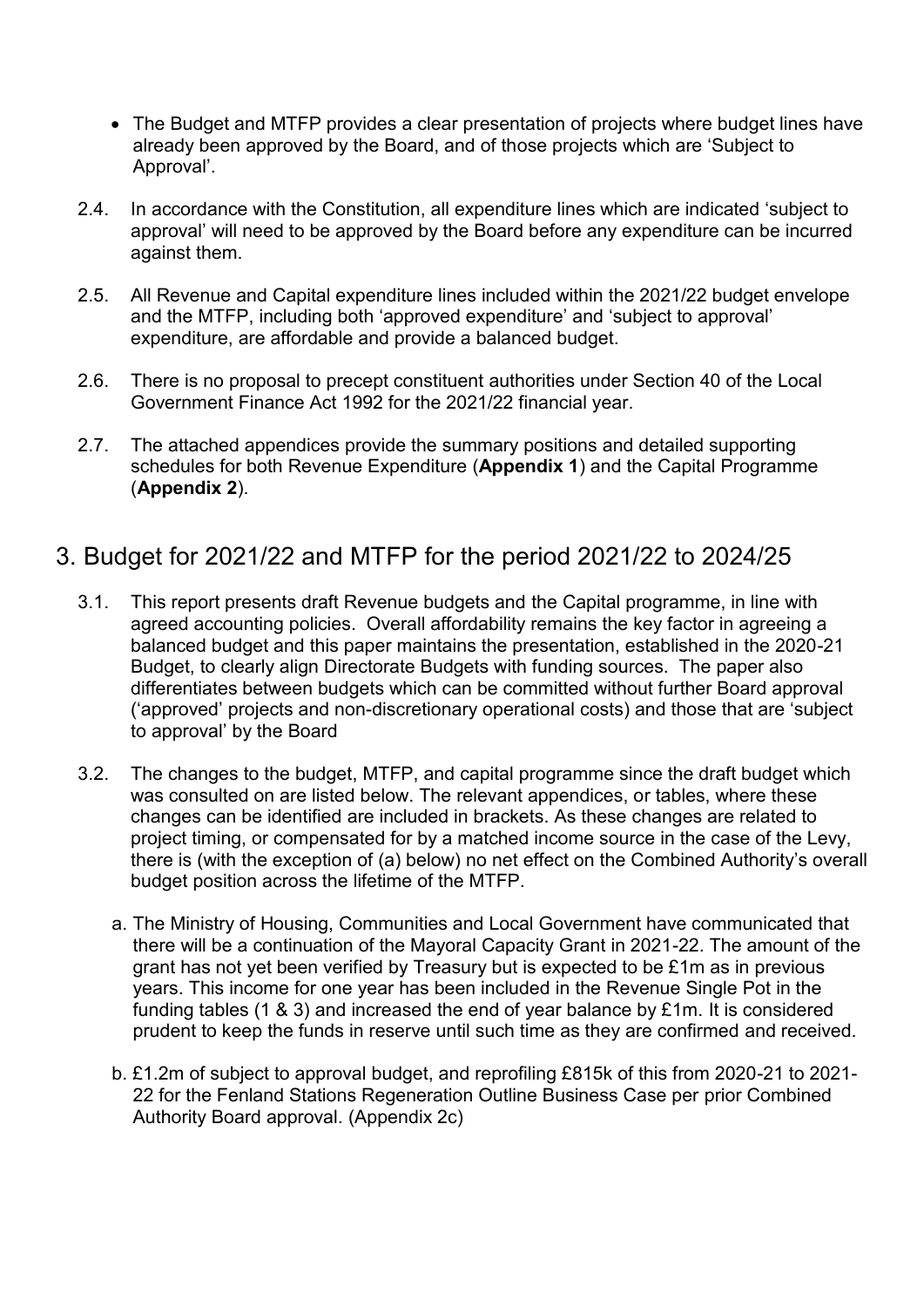- The Budget and MTFP provides a clear presentation of projects where budget lines have already been approved by the Board, and of those projects which are 'Subject to Approval'.

2.4. In accordance with the Constitution, all expenditure lines which are indicated 'subject to approval' will need to be approved by the Board before any expenditure can be incurred against them.

2.5. All Revenue and Capital expenditure lines included within the 2021/22 budget envelope and the MTFP, including both 'approved expenditure' and 'subject to approval' expenditure, are affordable and provide a balanced budget.

2.6. There is no proposal to precept constituent authorities under Section 40 of the Local Government Finance Act 1992 for the 2021/22 financial year.

2.7. The attached appendices provide the summary positions and detailed supporting schedules for both Revenue Expenditure (**Appendix 1**) and the Capital Programme (**Appendix 2**).

## 3. Budget for 2021/22 and MTFP for the period 2021/22 to 2024/25

3.1. This report presents draft Revenue budgets and the Capital programme, in line with agreed accounting policies. Overall affordability remains the key factor in agreeing a balanced budget and this paper maintains the presentation, established in the 2020-21 Budget, to clearly align Directorate Budgets with funding sources. The paper also differentiates between budgets which can be committed without further Board approval ('approved' projects and non-discretionary operational costs) and those that are 'subject to approval' by the Board

3.2. The changes to the budget, MTFP, and capital programme since the draft budget which was consulted on are listed below. The relevant appendices, or tables, where these changes can be identified are included in brackets. As these changes are related to project timing, or compensated for by a matched income source in the case of the Levy, there is (with the exception of (a) below) no net effect on the Combined Authority's overall budget position across the lifetime of the MTFP.

a. The Ministry of Housing, Communities and Local Government have communicated that there will be a continuation of the Mayoral Capacity Grant in 2021-22. The amount of the grant has not yet been verified by Treasury but is expected to be £1m as in previous years. This income for one year has been included in the Revenue Single Pot in the funding tables (1 & 3) and increased the end of year balance by £1m. It is considered prudent to keep the funds in reserve until such time as they are confirmed and received.

b. £1.2m of subject to approval budget, and reprofiling £815k of this from 2020-21 to 2021-22 for the Fenland Stations Regeneration Outline Business Case per prior Combined Authority Board approval. (Appendix 2c)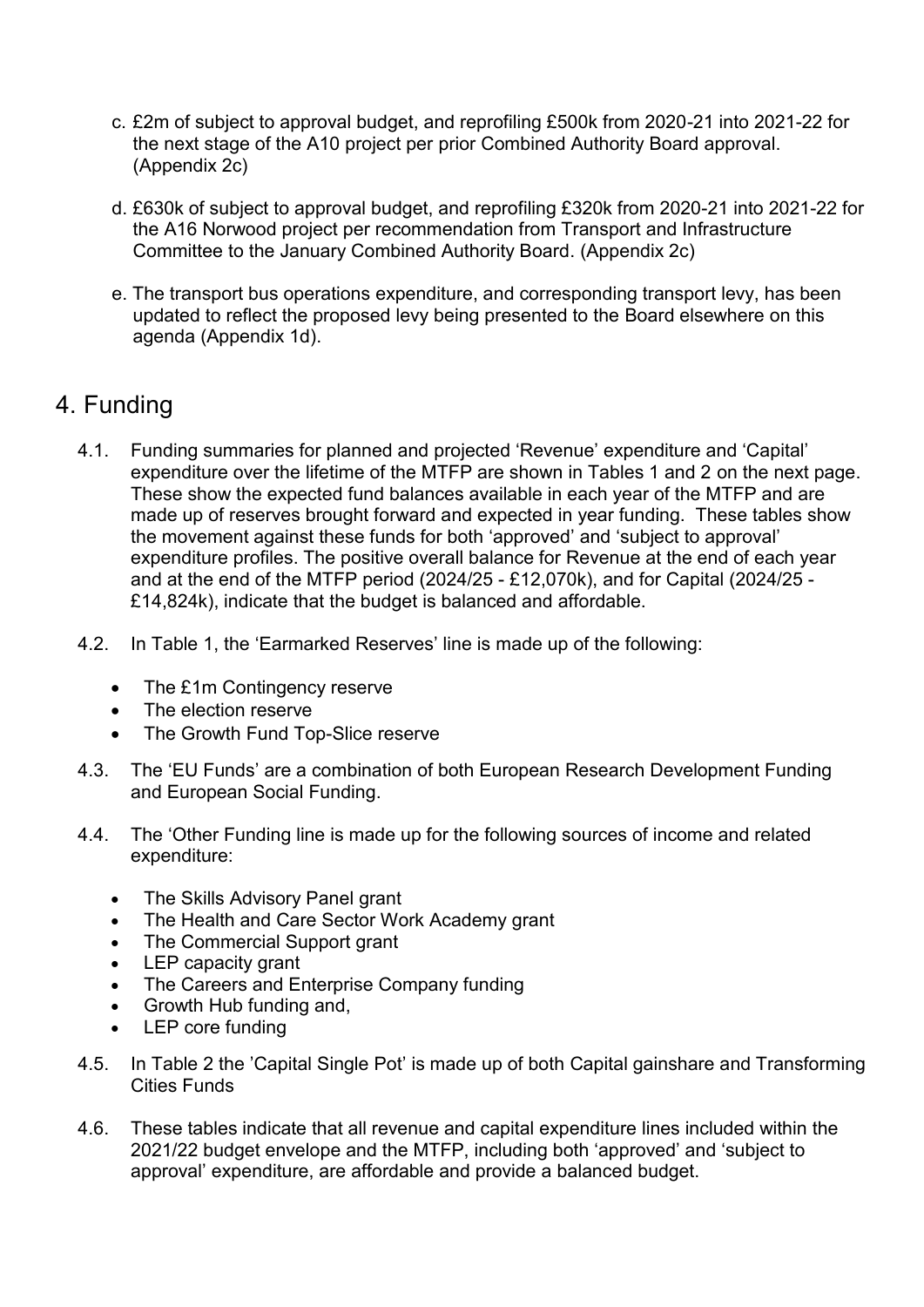c. £2m of subject to approval budget, and reprofiling £500k from 2020-21 into 2021-22 for the next stage of the A10 project per prior Combined Authority Board approval. (Appendix 2c)

d. £630k of subject to approval budget, and reprofiling £320k from 2020-21 into 2021-22 for the A16 Norwood project per recommendation from Transport and Infrastructure Committee to the January Combined Authority Board. (Appendix 2c)

e. The transport bus operations expenditure, and corresponding transport levy, has been updated to reflect the proposed levy being presented to the Board elsewhere on this agenda (Appendix 1d).

# 4. Funding

4.1. Funding summaries for planned and projected 'Revenue' expenditure and 'Capital' expenditure over the lifetime of the MTFP are shown in Tables 1 and 2 on the next page. These show the expected fund balances available in each year of the MTFP and are made up of reserves brought forward and expected in year funding. These tables show the movement against these funds for both 'approved' and 'subject to approval' expenditure profiles. The positive overall balance for Revenue at the end of each year and at the end of the MTFP period (2024/25 - £12,070k), and for Capital (2024/25 - £14,824k), indicate that the budget is balanced and affordable.

4.2. In Table 1, the 'Earmarked Reserves' line is made up of the following:

- The £1m Contingency reserve
- The election reserve
- The Growth Fund Top-Slice reserve

4.3. The 'EU Funds' are a combination of both European Research Development Funding and European Social Funding.

4.4. The 'Other Funding line is made up for the following sources of income and related expenditure:

- The Skills Advisory Panel grant
- The Health and Care Sector Work Academy grant
- The Commercial Support grant
- LEP capacity grant
- The Careers and Enterprise Company funding
- Growth Hub funding and,
- LEP core funding

4.5. In Table 2 the 'Capital Single Pot' is made up of both Capital gainshare and Transforming Cities Funds

4.6. These tables indicate that all revenue and capital expenditure lines included within the 2021/22 budget envelope and the MTFP, including both 'approved' and 'subject to approval' expenditure, are affordable and provide a balanced budget.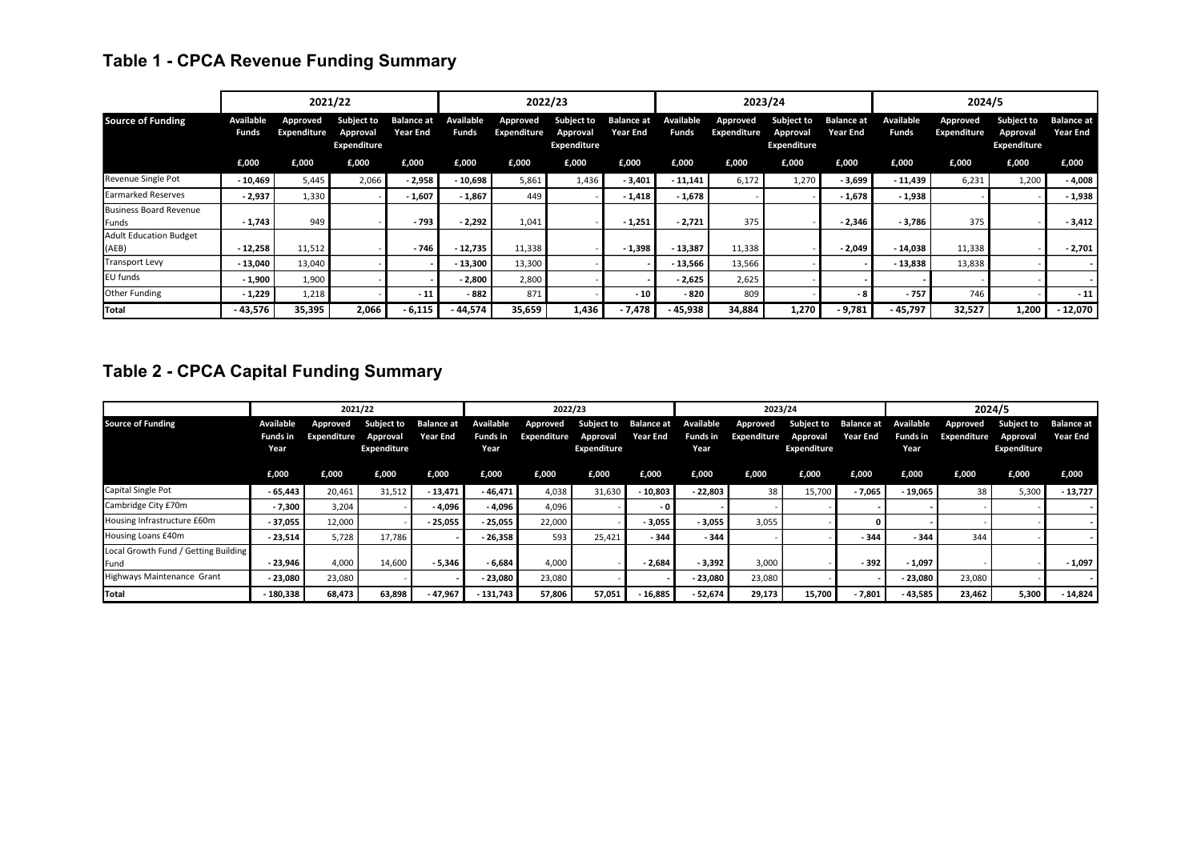## Table 1 - CPCA Revenue Funding Summary

| | 2021/22 | | | | 2022/23 | | | | 2023/24 | | | | 2024/5 | | | |
|---|---|---|---|---|---|---|---|---|---|---|---|---|---|---|---|---|
| **Source of Funding** | **Available Funds** | **Approved Expenditure** | **Subject to Approval Expenditure** | **Balance at Year End** | **Available Funds** | **Approved Expenditure** | **Subject to Approval Expenditure** | **Balance at Year End** | **Available Funds** | **Approved Expenditure** | **Subject to Approval Expenditure** | **Balance at Year End** | **Available Funds** | **Approved Expenditure** | **Subject to Approval Expenditure** | **Balance at Year End** |
| | **£,000** | **£,000** | **£,000** | **£,000** | **£,000** | **£,000** | **£,000** | **£,000** | **£,000** | **£,000** | **£,000** | **£,000** | **£,000** | **£,000** | **£,000** | **£,000** |
| Revenue Single Pot | - 10,469 | 5,445 | 2,066 | - 2,958 | - 10,698 | 5,861 | 1,436 | - 3,401 | - 11,141 | 6,172 | 1,270 | - 3,699 | - 11,439 | 6,231 | 1,200 | - 4,008 |
| Earmarked Reserves | - 2,937 | 1,330 | - | - 1,607 | - 1,867 | 449 | - | - 1,418 | - 1,678 | - | - | - 1,678 | - 1,938 | - | - | - 1,938 |
| Business Board Revenue Funds | - 1,743 | 949 | - | - 793 | - 2,292 | 1,041 | - | - 1,251 | - 2,721 | 375 | - | - 2,346 | - 3,786 | 375 | - | - 3,412 |
| Adult Education Budget (AEB) | - 12,258 | 11,512 | - | - 746 | - 12,735 | 11,338 | - | - 1,398 | - 13,387 | 11,338 | - | - 2,049 | - 14,038 | 11,338 | - | - 2,701 |
| Transport Levy | - 13,040 | 13,040 | - | - | - 13,300 | 13,300 | - | - | - 13,566 | 13,566 | - | - | - 13,838 | 13,838 | - | - |
| EU funds | - 1,900 | 1,900 | - | - | - 2,800 | 2,800 | - | - | - 2,625 | 2,625 | - | - | - | - | - | - |
| Other Funding | - 1,229 | 1,218 | - | - 11 | - 882 | 871 | - | - 10 | - 820 | 809 | - | - 8 | - 757 | 746 | - | - 11 |
| **Total** | **- 43,576** | **35,395** | **2,066** | **- 6,115** | **- 44,574** | **35,659** | **1,436** | **- 7,478** | **- 45,938** | **34,884** | **1,270** | **- 9,781** | **- 45,797** | **32,527** | **1,200** | **- 12,070** |

## Table 2 - CPCA Capital Funding Summary

| | 2021/22 | | | | 2022/23 | | | | 2023/24 | | | | 2024/5 | | | |
|---|---|---|---|---|---|---|---|---|---|---|---|---|---|---|---|---|
| **Source of Funding** | **Available Funds in Year** | **Approved Expenditure** | **Subject to Approval Expenditure** | **Balance at Year End** | **Available Funds in Year** | **Approved Expenditure** | **Subject to Approval Expenditure** | **Balance at Year End** | **Available Funds in Year** | **Approved Expenditure** | **Subject to Approval Expenditure** | **Balance at Year End** | **Available Funds in Year** | **Approved Expenditure** | **Subject to Approval Expenditure** | **Balance at Year End** |
| | **£,000** | **£,000** | **£,000** | **£,000** | **£,000** | **£,000** | **£,000** | **£,000** | **£,000** | **£,000** | **£,000** | **£,000** | **£,000** | **£,000** | **£,000** | **£,000** |
| Capital Single Pot | - 65,443 | 20,461 | 31,512 | - 13,471 | - 46,471 | 4,038 | 31,630 | - 10,803 | - 22,803 | 38 | 15,700 | - 7,065 | - 19,065 | 38 | 5,300 | - 13,727 |
| Cambridge City £70m | - 7,300 | 3,204 | - | - 4,096 | - 4,096 | 4,096 | - | - 0 | - | - | - | - | - | - | - | - |
| Housing Infrastructure £60m | - 37,055 | 12,000 | - | - 25,055 | - 25,055 | 22,000 | - | - 3,055 | - 3,055 | 3,055 | - | 0 | - | - | - | - |
| Housing Loans £40m | - 23,514 | 5,728 | 17,786 | - | - 26,358 | 593 | 25,421 | - 344 | - 344 | - | - | - 344 | - 344 | 344 | - | - |
| Local Growth Fund / Getting Building Fund | - 23,946 | 4,000 | 14,600 | - 5,346 | - 6,684 | 4,000 | - | - 2,684 | - 3,392 | 3,000 | - | - 392 | - 1,097 | - | - | - 1,097 |
| Highways Maintenance Grant | - 23,080 | 23,080 | - | - | - 23,080 | 23,080 | - | - | - 23,080 | 23,080 | - | - | - 23,080 | 23,080 | - | - |
| **Total** | **- 180,338** | **68,473** | **63,898** | **- 47,967** | **- 131,743** | **57,806** | **57,051** | **- 16,885** | **- 52,674** | **29,173** | **15,700** | **- 7,801** | **- 43,585** | **23,462** | **5,300** | **- 14,824** |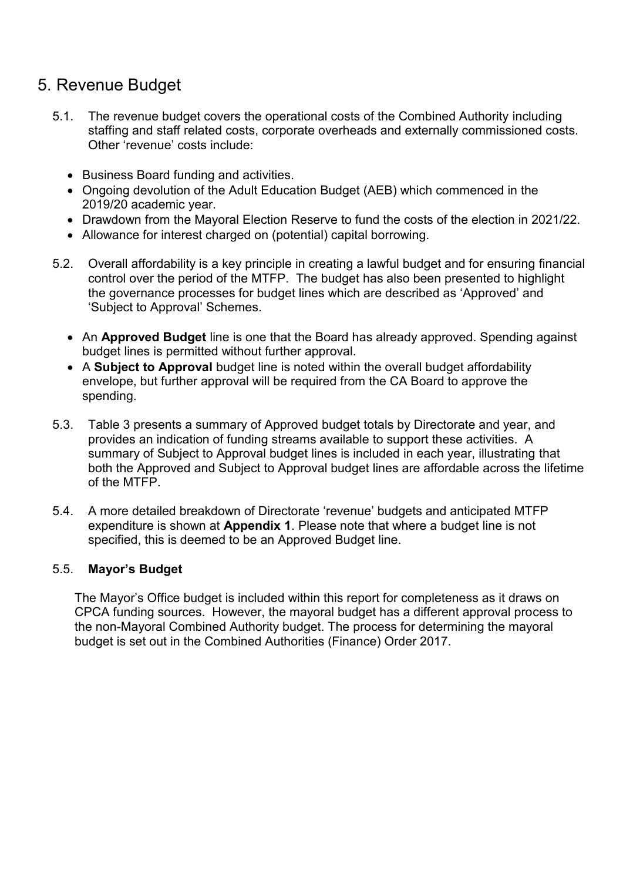# 5. Revenue Budget

5.1. The revenue budget covers the operational costs of the Combined Authority including staffing and staff related costs, corporate overheads and externally commissioned costs. Other 'revenue' costs include:

- Business Board funding and activities.
- Ongoing devolution of the Adult Education Budget (AEB) which commenced in the 2019/20 academic year.
- Drawdown from the Mayoral Election Reserve to fund the costs of the election in 2021/22.
- Allowance for interest charged on (potential) capital borrowing.

5.2. Overall affordability is a key principle in creating a lawful budget and for ensuring financial control over the period of the MTFP. The budget has also been presented to highlight the governance processes for budget lines which are described as 'Approved' and 'Subject to Approval' Schemes.

- An **Approved Budget** line is one that the Board has already approved. Spending against budget lines is permitted without further approval.
- A **Subject to Approval** budget line is noted within the overall budget affordability envelope, but further approval will be required from the CA Board to approve the spending.

5.3. Table 3 presents a summary of Approved budget totals by Directorate and year, and provides an indication of funding streams available to support these activities. A summary of Subject to Approval budget lines is included in each year, illustrating that both the Approved and Subject to Approval budget lines are affordable across the lifetime of the MTFP.

5.4. A more detailed breakdown of Directorate 'revenue' budgets and anticipated MTFP expenditure is shown at **Appendix 1**. Please note that where a budget line is not specified, this is deemed to be an Approved Budget line.

5.5. **Mayor's Budget**

The Mayor's Office budget is included within this report for completeness as it draws on CPCA funding sources. However, the mayoral budget has a different approval process to the non-Mayoral Combined Authority budget. The process for determining the mayoral budget is set out in the Combined Authorities (Finance) Order 2017.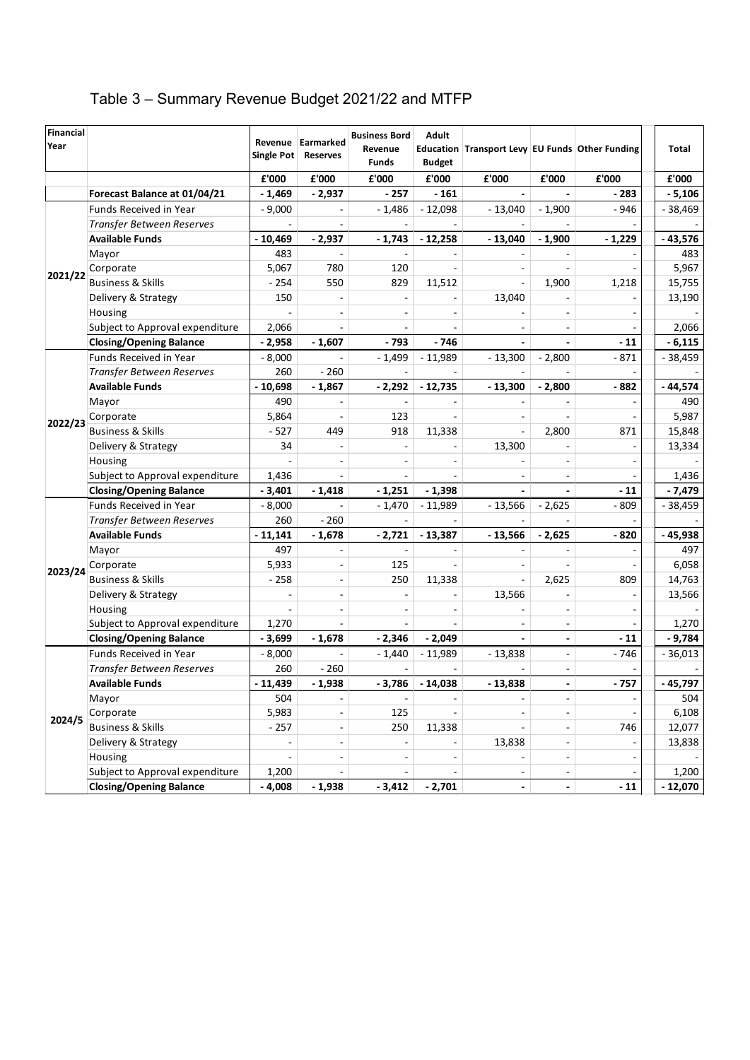# Table 3 – Summary Revenue Budget 2021/22 and MTFP

| Financial Year | | Revenue Single Pot | Earmarked Reserves | Business Bord Revenue Funds | Adult Education Budget | Transport Levy | EU Funds | Other Funding | Total |
|---|---|---|---|---|---|---|---|---|---|
| | | £'000 | £'000 | £'000 | £'000 | £'000 | £'000 | £'000 | £'000 |
| | **Forecast Balance at 01/04/21** | **- 1,469** | **- 2,937** | **- 257** | **- 161** | **-** | **-** | **- 283** | **- 5,106** |
| 2021/22 | Funds Received in Year | - 9,000 | - | - 1,486 | - 12,098 | - 13,040 | - 1,900 | - 946 | - 38,469 |
| | *Transfer Between Reserves* | - | - | - | - | - | - | - | - |
| | **Available Funds** | **- 10,469** | **- 2,937** | **- 1,743** | **- 12,258** | **- 13,040** | **- 1,900** | **- 1,229** | **- 43,576** |
| | Mayor | 483 | - | - | - | - | - | - | 483 |
| | Corporate | 5,067 | 780 | 120 | - | - | - | - | 5,967 |
| | Business & Skills | - 254 | 550 | 829 | 11,512 | - | 1,900 | 1,218 | 15,755 |
| | Delivery & Strategy | 150 | - | - | - | 13,040 | - | - | 13,190 |
| | Housing | - | - | - | - | - | - | - | - |
| | Subject to Approval expenditure | 2,066 | - | - | - | - | - | - | 2,066 |
| | **Closing/Opening Balance** | **- 2,958** | **- 1,607** | **- 793** | **- 746** | **-** | **-** | **- 11** | **- 6,115** |
| 2022/23 | Funds Received in Year | - 8,000 | - | - 1,499 | - 11,989 | - 13,300 | - 2,800 | - 871 | - 38,459 |
| | *Transfer Between Reserves* | 260 | - 260 | - | - | - | - | - | - |
| | **Available Funds** | **- 10,698** | **- 1,867** | **- 2,292** | **- 12,735** | **- 13,300** | **- 2,800** | **- 882** | **- 44,574** |
| | Mayor | 490 | - | - | - | - | - | - | 490 |
| | Corporate | 5,864 | - | 123 | - | - | - | - | 5,987 |
| | Business & Skills | - 527 | 449 | 918 | 11,338 | - | 2,800 | 871 | 15,848 |
| | Delivery & Strategy | 34 | - | - | - | 13,300 | - | - | 13,334 |
| | Housing | - | - | - | - | - | - | - | - |
| | Subject to Approval expenditure | 1,436 | - | - | - | - | - | - | 1,436 |
| | **Closing/Opening Balance** | **- 3,401** | **- 1,418** | **- 1,251** | **- 1,398** | **-** | **-** | **- 11** | **- 7,479** |
| 2023/24 | Funds Received in Year | - 8,000 | - | - 1,470 | - 11,989 | - 13,566 | - 2,625 | - 809 | - 38,459 |
| | *Transfer Between Reserves* | 260 | - 260 | - | - | - | - | - | - |
| | **Available Funds** | **- 11,141** | **- 1,678** | **- 2,721** | **- 13,387** | **- 13,566** | **- 2,625** | **- 820** | **- 45,938** |
| | Mayor | 497 | - | - | - | - | - | - | 497 |
| | Corporate | 5,933 | - | 125 | - | - | - | - | 6,058 |
| | Business & Skills | - 258 | - | 250 | 11,338 | - | 2,625 | 809 | 14,763 |
| | Delivery & Strategy | - | - | - | - | 13,566 | - | - | 13,566 |
| | Housing | - | - | - | - | - | - | - | - |
| | Subject to Approval expenditure | 1,270 | - | - | - | - | - | - | 1,270 |
| | **Closing/Opening Balance** | **- 3,699** | **- 1,678** | **- 2,346** | **- 2,049** | **-** | **-** | **- 11** | **- 9,784** |
| 2024/5 | Funds Received in Year | - 8,000 | - | - 1,440 | - 11,989 | - 13,838 | - | - 746 | - 36,013 |
| | *Transfer Between Reserves* | 260 | - 260 | - | - | - | - | - | - |
| | **Available Funds** | **- 11,439** | **- 1,938** | **- 3,786** | **- 14,038** | **- 13,838** | **-** | **- 757** | **- 45,797** |
| | Mayor | 504 | - | - | - | - | - | - | 504 |
| | Corporate | 5,983 | - | 125 | - | - | - | - | 6,108 |
| | Business & Skills | - 257 | - | 250 | 11,338 | - | - | 746 | 12,077 |
| | Delivery & Strategy | - | - | - | - | 13,838 | - | - | 13,838 |
| | Housing | - | - | - | - | - | - | - | - |
| | Subject to Approval expenditure | 1,200 | - | - | - | - | - | - | 1,200 |
| | **Closing/Opening Balance** | **- 4,008** | **- 1,938** | **- 3,412** | **- 2,701** | **-** | **-** | **- 11** | **- 12,070** |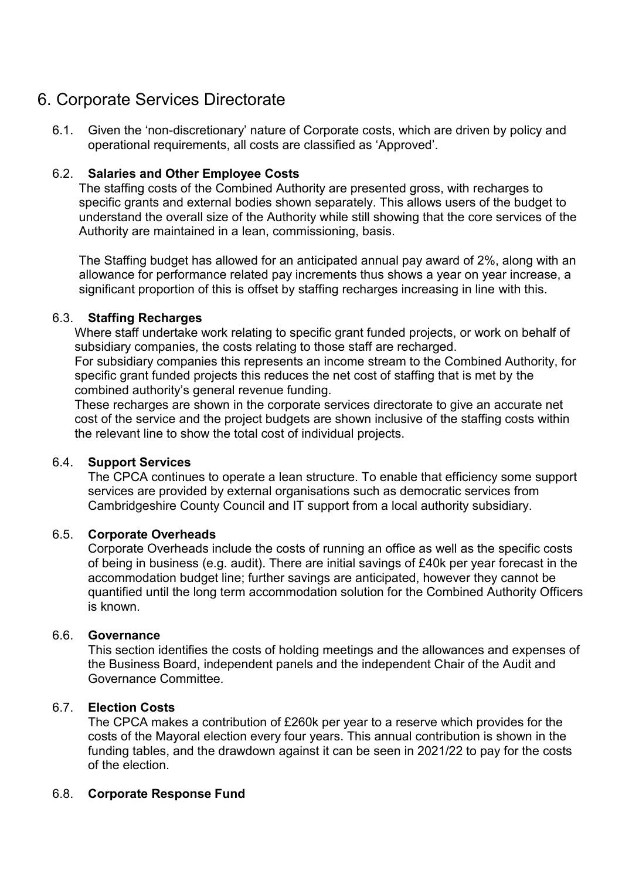# 6. Corporate Services Directorate

6.1. Given the 'non-discretionary' nature of Corporate costs, which are driven by policy and operational requirements, all costs are classified as 'Approved'.

6.2. **Salaries and Other Employee Costs**

The staffing costs of the Combined Authority are presented gross, with recharges to specific grants and external bodies shown separately. This allows users of the budget to understand the overall size of the Authority while still showing that the core services of the Authority are maintained in a lean, commissioning, basis.

The Staffing budget has allowed for an anticipated annual pay award of 2%, along with an allowance for performance related pay increments thus shows a year on year increase, a significant proportion of this is offset by staffing recharges increasing in line with this.

6.3. **Staffing Recharges**

Where staff undertake work relating to specific grant funded projects, or work on behalf of subsidiary companies, the costs relating to those staff are recharged.

For subsidiary companies this represents an income stream to the Combined Authority, for specific grant funded projects this reduces the net cost of staffing that is met by the combined authority's general revenue funding.

These recharges are shown in the corporate services directorate to give an accurate net cost of the service and the project budgets are shown inclusive of the staffing costs within the relevant line to show the total cost of individual projects.

6.4. **Support Services**

The CPCA continues to operate a lean structure. To enable that efficiency some support services are provided by external organisations such as democratic services from Cambridgeshire County Council and IT support from a local authority subsidiary.

6.5. **Corporate Overheads**

Corporate Overheads include the costs of running an office as well as the specific costs of being in business (e.g. audit). There are initial savings of £40k per year forecast in the accommodation budget line; further savings are anticipated, however they cannot be quantified until the long term accommodation solution for the Combined Authority Officers is known.

6.6. **Governance**

This section identifies the costs of holding meetings and the allowances and expenses of the Business Board, independent panels and the independent Chair of the Audit and Governance Committee.

6.7. **Election Costs**

The CPCA makes a contribution of £260k per year to a reserve which provides for the costs of the Mayoral election every four years. This annual contribution is shown in the funding tables, and the drawdown against it can be seen in 2021/22 to pay for the costs of the election.

6.8. **Corporate Response Fund**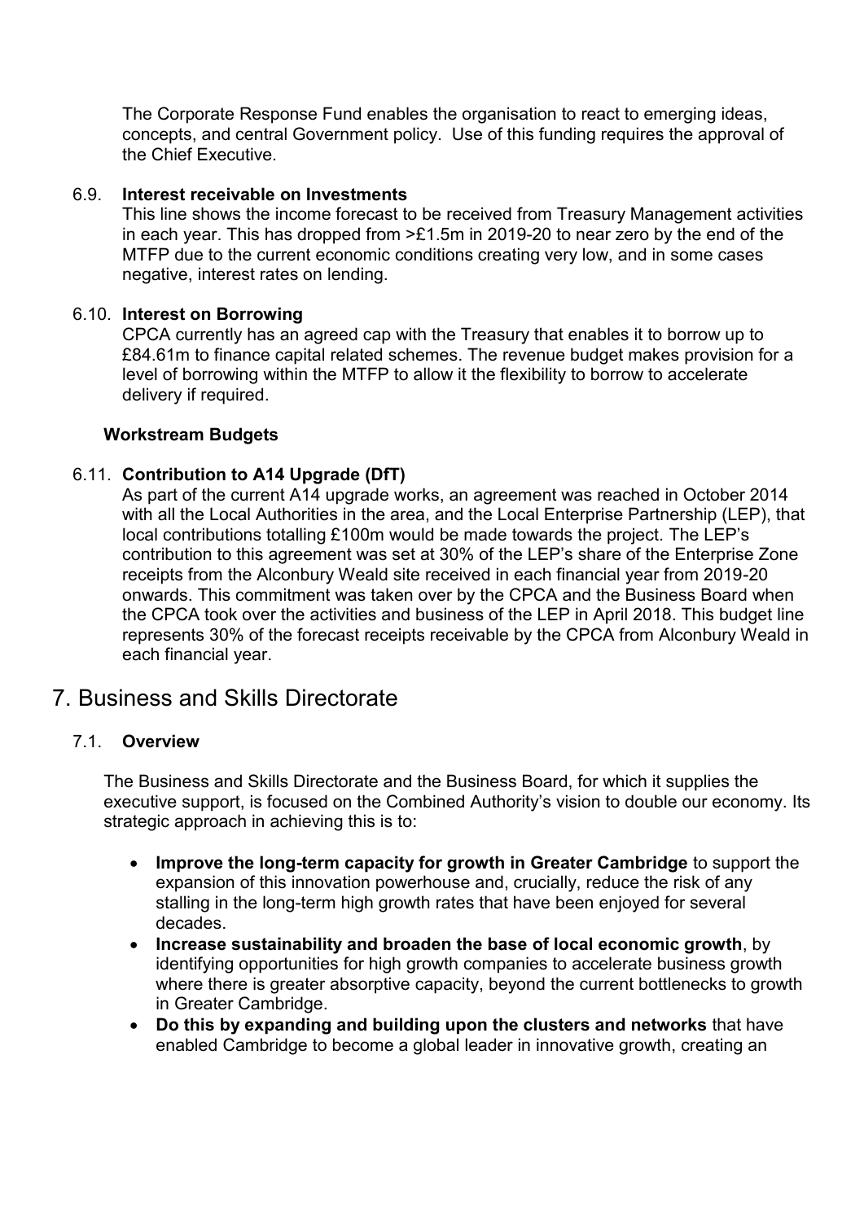The Corporate Response Fund enables the organisation to react to emerging ideas, concepts, and central Government policy. Use of this funding requires the approval of the Chief Executive.

6.9. **Interest receivable on Investments**

This line shows the income forecast to be received from Treasury Management activities in each year. This has dropped from >£1.5m in 2019-20 to near zero by the end of the MTFP due to the current economic conditions creating very low, and in some cases negative, interest rates on lending.

6.10. **Interest on Borrowing**

CPCA currently has an agreed cap with the Treasury that enables it to borrow up to £84.61m to finance capital related schemes. The revenue budget makes provision for a level of borrowing within the MTFP to allow it the flexibility to borrow to accelerate delivery if required.

**Workstream Budgets**

6.11. **Contribution to A14 Upgrade (DfT)**

As part of the current A14 upgrade works, an agreement was reached in October 2014 with all the Local Authorities in the area, and the Local Enterprise Partnership (LEP), that local contributions totalling £100m would be made towards the project. The LEP's contribution to this agreement was set at 30% of the LEP's share of the Enterprise Zone receipts from the Alconbury Weald site received in each financial year from 2019-20 onwards. This commitment was taken over by the CPCA and the Business Board when the CPCA took over the activities and business of the LEP in April 2018. This budget line represents 30% of the forecast receipts receivable by the CPCA from Alconbury Weald in each financial year.

# 7. Business and Skills Directorate

7.1. **Overview**

The Business and Skills Directorate and the Business Board, for which it supplies the executive support, is focused on the Combined Authority's vision to double our economy. Its strategic approach in achieving this is to:

- **Improve the long-term capacity for growth in Greater Cambridge** to support the expansion of this innovation powerhouse and, crucially, reduce the risk of any stalling in the long-term high growth rates that have been enjoyed for several decades.
- **Increase sustainability and broaden the base of local economic growth**, by identifying opportunities for high growth companies to accelerate business growth where there is greater absorptive capacity, beyond the current bottlenecks to growth in Greater Cambridge.
- **Do this by expanding and building upon the clusters and networks** that have enabled Cambridge to become a global leader in innovative growth, creating an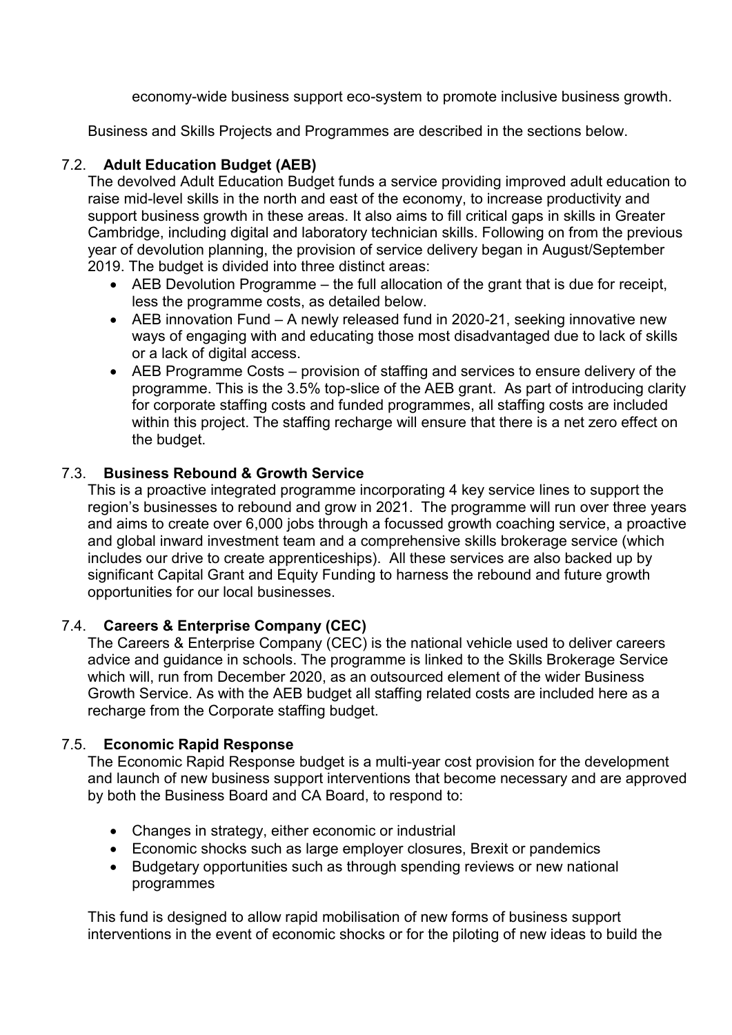economy-wide business support eco-system to promote inclusive business growth.

Business and Skills Projects and Programmes are described in the sections below.

### 7.2. Adult Education Budget (AEB)

The devolved Adult Education Budget funds a service providing improved adult education to raise mid-level skills in the north and east of the economy, to increase productivity and support business growth in these areas. It also aims to fill critical gaps in skills in Greater Cambridge, including digital and laboratory technician skills. Following on from the previous year of devolution planning, the provision of service delivery began in August/September 2019. The budget is divided into three distinct areas:

- AEB Devolution Programme – the full allocation of the grant that is due for receipt, less the programme costs, as detailed below.
- AEB innovation Fund – A newly released fund in 2020-21, seeking innovative new ways of engaging with and educating those most disadvantaged due to lack of skills or a lack of digital access.
- AEB Programme Costs – provision of staffing and services to ensure delivery of the programme. This is the 3.5% top-slice of the AEB grant. As part of introducing clarity for corporate staffing costs and funded programmes, all staffing costs are included within this project. The staffing recharge will ensure that there is a net zero effect on the budget.

### 7.3. Business Rebound & Growth Service

This is a proactive integrated programme incorporating 4 key service lines to support the region's businesses to rebound and grow in 2021. The programme will run over three years and aims to create over 6,000 jobs through a focussed growth coaching service, a proactive and global inward investment team and a comprehensive skills brokerage service (which includes our drive to create apprenticeships). All these services are also backed up by significant Capital Grant and Equity Funding to harness the rebound and future growth opportunities for our local businesses.

### 7.4. Careers & Enterprise Company (CEC)

The Careers & Enterprise Company (CEC) is the national vehicle used to deliver careers advice and guidance in schools. The programme is linked to the Skills Brokerage Service which will, run from December 2020, as an outsourced element of the wider Business Growth Service. As with the AEB budget all staffing related costs are included here as a recharge from the Corporate staffing budget.

### 7.5. Economic Rapid Response

The Economic Rapid Response budget is a multi-year cost provision for the development and launch of new business support interventions that become necessary and are approved by both the Business Board and CA Board, to respond to:

- Changes in strategy, either economic or industrial
- Economic shocks such as large employer closures, Brexit or pandemics
- Budgetary opportunities such as through spending reviews or new national programmes

This fund is designed to allow rapid mobilisation of new forms of business support interventions in the event of economic shocks or for the piloting of new ideas to build the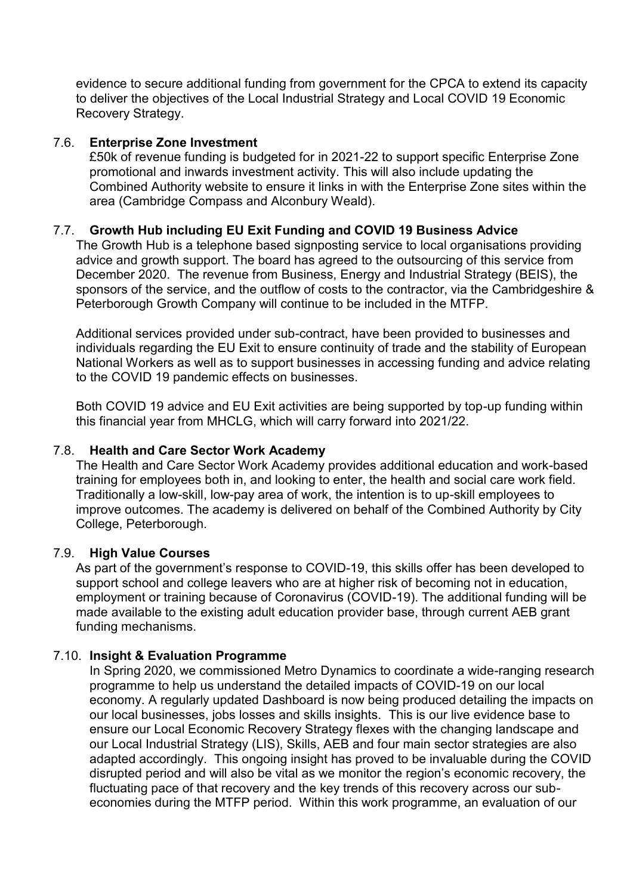evidence to secure additional funding from government for the CPCA to extend its capacity to deliver the objectives of the Local Industrial Strategy and Local COVID 19 Economic Recovery Strategy.

7.6. **Enterprise Zone Investment**

£50k of revenue funding is budgeted for in 2021-22 to support specific Enterprise Zone promotional and inwards investment activity. This will also include updating the Combined Authority website to ensure it links in with the Enterprise Zone sites within the area (Cambridge Compass and Alconbury Weald).

7.7. **Growth Hub including EU Exit Funding and COVID 19 Business Advice**

The Growth Hub is a telephone based signposting service to local organisations providing advice and growth support. The board has agreed to the outsourcing of this service from December 2020. The revenue from Business, Energy and Industrial Strategy (BEIS), the sponsors of the service, and the outflow of costs to the contractor, via the Cambridgeshire & Peterborough Growth Company will continue to be included in the MTFP.

Additional services provided under sub-contract, have been provided to businesses and individuals regarding the EU Exit to ensure continuity of trade and the stability of European National Workers as well as to support businesses in accessing funding and advice relating to the COVID 19 pandemic effects on businesses.

Both COVID 19 advice and EU Exit activities are being supported by top-up funding within this financial year from MHCLG, which will carry forward into 2021/22.

7.8. **Health and Care Sector Work Academy**

The Health and Care Sector Work Academy provides additional education and work-based training for employees both in, and looking to enter, the health and social care work field. Traditionally a low-skill, low-pay area of work, the intention is to up-skill employees to improve outcomes. The academy is delivered on behalf of the Combined Authority by City College, Peterborough.

7.9. **High Value Courses**

As part of the government's response to COVID-19, this skills offer has been developed to support school and college leavers who are at higher risk of becoming not in education, employment or training because of Coronavirus (COVID-19). The additional funding will be made available to the existing adult education provider base, through current AEB grant funding mechanisms.

7.10. **Insight & Evaluation Programme**

In Spring 2020, we commissioned Metro Dynamics to coordinate a wide-ranging research programme to help us understand the detailed impacts of COVID-19 on our local economy. A regularly updated Dashboard is now being produced detailing the impacts on our local businesses, jobs losses and skills insights. This is our live evidence base to ensure our Local Economic Recovery Strategy flexes with the changing landscape and our Local Industrial Strategy (LIS), Skills, AEB and four main sector strategies are also adapted accordingly. This ongoing insight has proved to be invaluable during the COVID disrupted period and will also be vital as we monitor the region's economic recovery, the fluctuating pace of that recovery and the key trends of this recovery across our sub-economies during the MTFP period. Within this work programme, an evaluation of our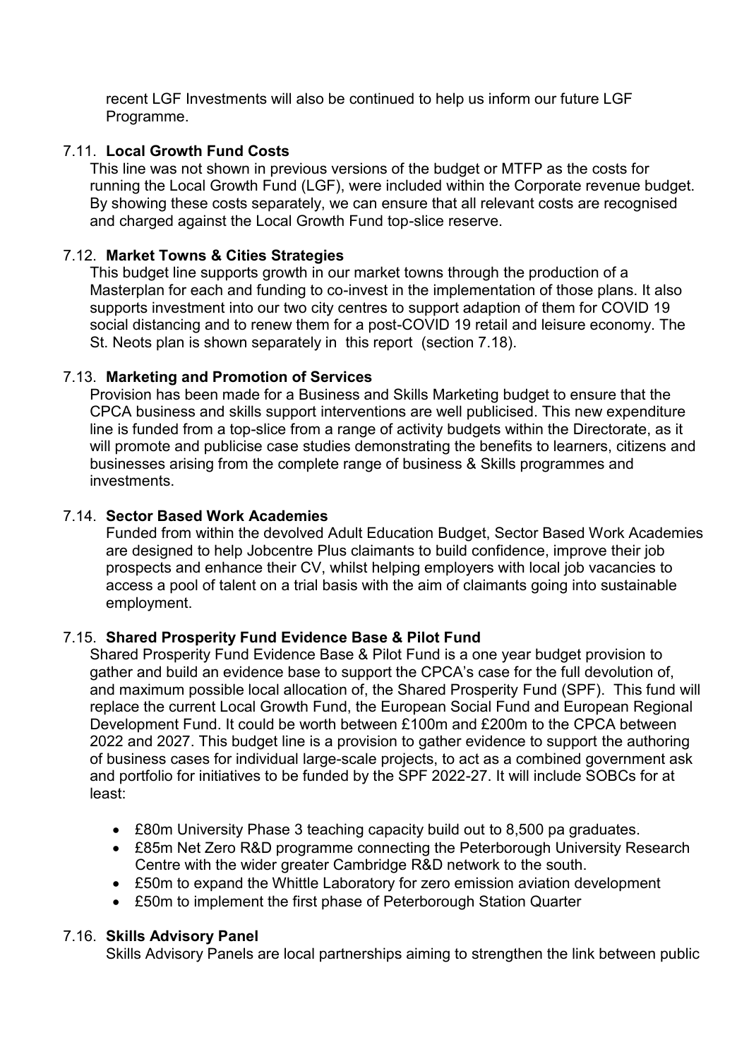recent LGF Investments will also be continued to help us inform our future LGF Programme.

### 7.11. Local Growth Fund Costs

This line was not shown in previous versions of the budget or MTFP as the costs for running the Local Growth Fund (LGF), were included within the Corporate revenue budget. By showing these costs separately, we can ensure that all relevant costs are recognised and charged against the Local Growth Fund top-slice reserve.

### 7.12. Market Towns & Cities Strategies

This budget line supports growth in our market towns through the production of a Masterplan for each and funding to co-invest in the implementation of those plans. It also supports investment into our two city centres to support adaption of them for COVID 19 social distancing and to renew them for a post-COVID 19 retail and leisure economy. The St. Neots plan is shown separately in this report (section 7.18).

### 7.13. Marketing and Promotion of Services

Provision has been made for a Business and Skills Marketing budget to ensure that the CPCA business and skills support interventions are well publicised. This new expenditure line is funded from a top-slice from a range of activity budgets within the Directorate, as it will promote and publicise case studies demonstrating the benefits to learners, citizens and businesses arising from the complete range of business & Skills programmes and investments.

### 7.14. Sector Based Work Academies

Funded from within the devolved Adult Education Budget, Sector Based Work Academies are designed to help Jobcentre Plus claimants to build confidence, improve their job prospects and enhance their CV, whilst helping employers with local job vacancies to access a pool of talent on a trial basis with the aim of claimants going into sustainable employment.

### 7.15. Shared Prosperity Fund Evidence Base & Pilot Fund

Shared Prosperity Fund Evidence Base & Pilot Fund is a one year budget provision to gather and build an evidence base to support the CPCA's case for the full devolution of, and maximum possible local allocation of, the Shared Prosperity Fund (SPF). This fund will replace the current Local Growth Fund, the European Social Fund and European Regional Development Fund. It could be worth between £100m and £200m to the CPCA between 2022 and 2027. This budget line is a provision to gather evidence to support the authoring of business cases for individual large-scale projects, to act as a combined government ask and portfolio for initiatives to be funded by the SPF 2022-27. It will include SOBCs for at least:

- £80m University Phase 3 teaching capacity build out to 8,500 pa graduates.
- £85m Net Zero R&D programme connecting the Peterborough University Research Centre with the wider greater Cambridge R&D network to the south.
- £50m to expand the Whittle Laboratory for zero emission aviation development
- £50m to implement the first phase of Peterborough Station Quarter

### 7.16. Skills Advisory Panel

Skills Advisory Panels are local partnerships aiming to strengthen the link between public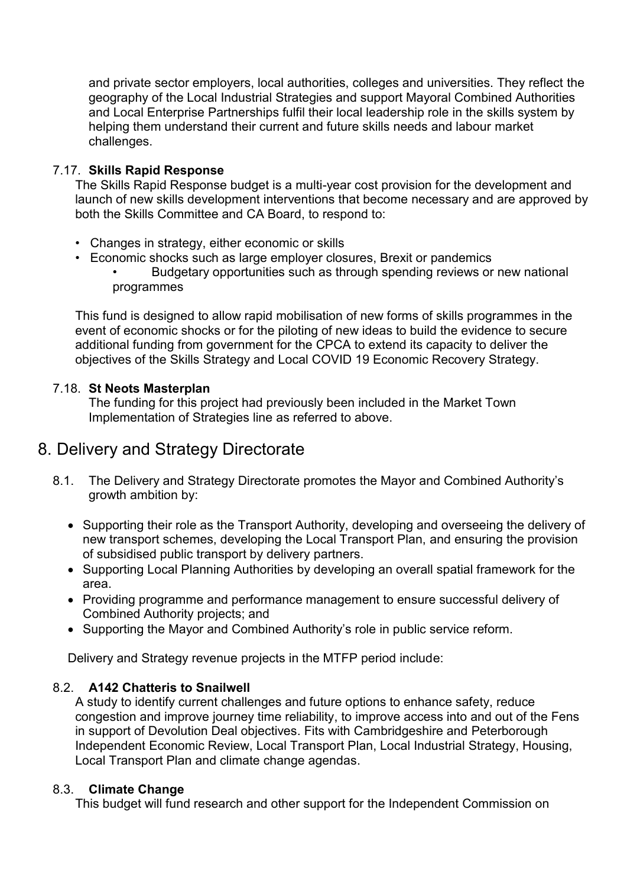and private sector employers, local authorities, colleges and universities. They reflect the geography of the Local Industrial Strategies and support Mayoral Combined Authorities and Local Enterprise Partnerships fulfil their local leadership role in the skills system by helping them understand their current and future skills needs and labour market challenges.

7.17. **Skills Rapid Response**

The Skills Rapid Response budget is a multi-year cost provision for the development and launch of new skills development interventions that become necessary and are approved by both the Skills Committee and CA Board, to respond to:

- Changes in strategy, either economic or skills
- Economic shocks such as large employer closures, Brexit or pandemics
- Budgetary opportunities such as through spending reviews or new national programmes

This fund is designed to allow rapid mobilisation of new forms of skills programmes in the event of economic shocks or for the piloting of new ideas to build the evidence to secure additional funding from government for the CPCA to extend its capacity to deliver the objectives of the Skills Strategy and Local COVID 19 Economic Recovery Strategy.

7.18. **St Neots Masterplan**

The funding for this project had previously been included in the Market Town Implementation of Strategies line as referred to above.

# 8. Delivery and Strategy Directorate

8.1. The Delivery and Strategy Directorate promotes the Mayor and Combined Authority's growth ambition by:

- Supporting their role as the Transport Authority, developing and overseeing the delivery of new transport schemes, developing the Local Transport Plan, and ensuring the provision of subsidised public transport by delivery partners.
- Supporting Local Planning Authorities by developing an overall spatial framework for the area.
- Providing programme and performance management to ensure successful delivery of Combined Authority projects; and
- Supporting the Mayor and Combined Authority's role in public service reform.

Delivery and Strategy revenue projects in the MTFP period include:

8.2. **A142 Chatteris to Snailwell**

A study to identify current challenges and future options to enhance safety, reduce congestion and improve journey time reliability, to improve access into and out of the Fens in support of Devolution Deal objectives. Fits with Cambridgeshire and Peterborough Independent Economic Review, Local Transport Plan, Local Industrial Strategy, Housing, Local Transport Plan and climate change agendas.

8.3. **Climate Change**

This budget will fund research and other support for the Independent Commission on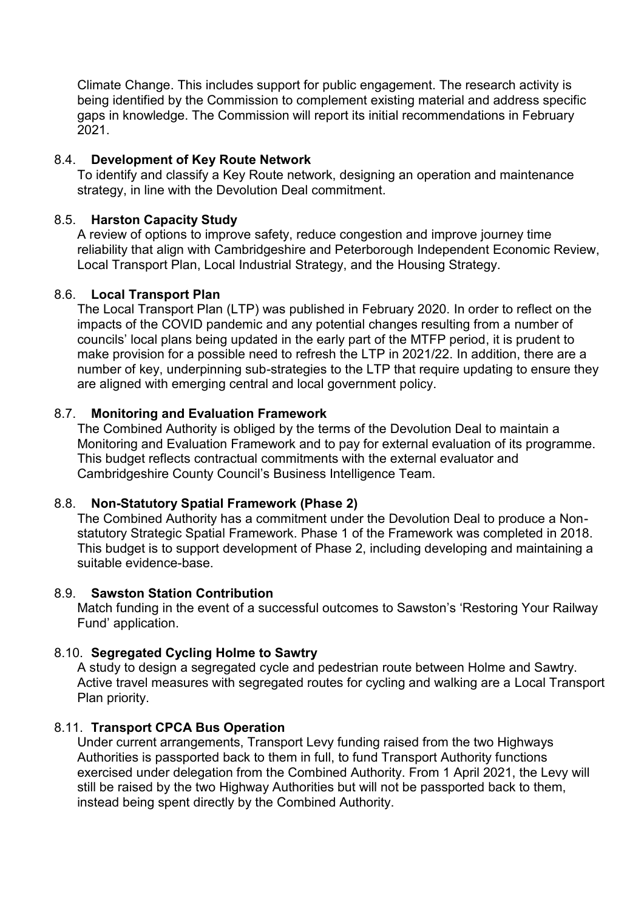Climate Change. This includes support for public engagement. The research activity is being identified by the Commission to complement existing material and address specific gaps in knowledge. The Commission will report its initial recommendations in February 2021.

8.4. **Development of Key Route Network**

To identify and classify a Key Route network, designing an operation and maintenance strategy, in line with the Devolution Deal commitment.

8.5. **Harston Capacity Study**

A review of options to improve safety, reduce congestion and improve journey time reliability that align with Cambridgeshire and Peterborough Independent Economic Review, Local Transport Plan, Local Industrial Strategy, and the Housing Strategy.

8.6. **Local Transport Plan**

The Local Transport Plan (LTP) was published in February 2020. In order to reflect on the impacts of the COVID pandemic and any potential changes resulting from a number of councils' local plans being updated in the early part of the MTFP period, it is prudent to make provision for a possible need to refresh the LTP in 2021/22. In addition, there are a number of key, underpinning sub-strategies to the LTP that require updating to ensure they are aligned with emerging central and local government policy.

8.7. **Monitoring and Evaluation Framework**

The Combined Authority is obliged by the terms of the Devolution Deal to maintain a Monitoring and Evaluation Framework and to pay for external evaluation of its programme. This budget reflects contractual commitments with the external evaluator and Cambridgeshire County Council's Business Intelligence Team.

8.8. **Non-Statutory Spatial Framework (Phase 2)**

The Combined Authority has a commitment under the Devolution Deal to produce a Non-statutory Strategic Spatial Framework. Phase 1 of the Framework was completed in 2018. This budget is to support development of Phase 2, including developing and maintaining a suitable evidence-base.

8.9. **Sawston Station Contribution**

Match funding in the event of a successful outcomes to Sawston's 'Restoring Your Railway Fund' application.

8.10. **Segregated Cycling Holme to Sawtry**

A study to design a segregated cycle and pedestrian route between Holme and Sawtry. Active travel measures with segregated routes for cycling and walking are a Local Transport Plan priority.

8.11. **Transport CPCA Bus Operation**

Under current arrangements, Transport Levy funding raised from the two Highways Authorities is passported back to them in full, to fund Transport Authority functions exercised under delegation from the Combined Authority. From 1 April 2021, the Levy will still be raised by the two Highway Authorities but will not be passported back to them, instead being spent directly by the Combined Authority.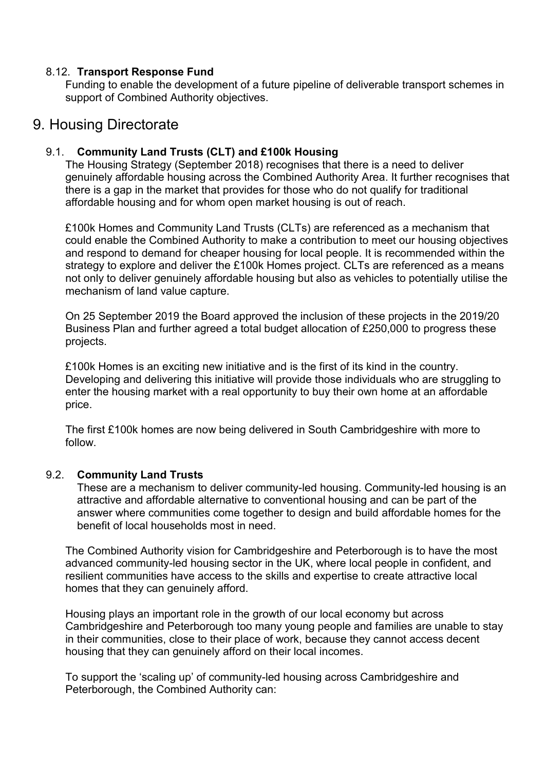### 8.12. **Transport Response Fund**

Funding to enable the development of a future pipeline of deliverable transport schemes in support of Combined Authority objectives.

## 9. Housing Directorate

### 9.1. **Community Land Trusts (CLT) and £100k Housing**

The Housing Strategy (September 2018) recognises that there is a need to deliver genuinely affordable housing across the Combined Authority Area. It further recognises that there is a gap in the market that provides for those who do not qualify for traditional affordable housing and for whom open market housing is out of reach.

£100k Homes and Community Land Trusts (CLTs) are referenced as a mechanism that could enable the Combined Authority to make a contribution to meet our housing objectives and respond to demand for cheaper housing for local people. It is recommended within the strategy to explore and deliver the £100k Homes project. CLTs are referenced as a means not only to deliver genuinely affordable housing but also as vehicles to potentially utilise the mechanism of land value capture.

On 25 September 2019 the Board approved the inclusion of these projects in the 2019/20 Business Plan and further agreed a total budget allocation of £250,000 to progress these projects.

£100k Homes is an exciting new initiative and is the first of its kind in the country. Developing and delivering this initiative will provide those individuals who are struggling to enter the housing market with a real opportunity to buy their own home at an affordable price.

The first £100k homes are now being delivered in South Cambridgeshire with more to follow.

### 9.2. **Community Land Trusts**

These are a mechanism to deliver community-led housing. Community-led housing is an attractive and affordable alternative to conventional housing and can be part of the answer where communities come together to design and build affordable homes for the benefit of local households most in need.

The Combined Authority vision for Cambridgeshire and Peterborough is to have the most advanced community-led housing sector in the UK, where local people in confident, and resilient communities have access to the skills and expertise to create attractive local homes that they can genuinely afford.

Housing plays an important role in the growth of our local economy but across Cambridgeshire and Peterborough too many young people and families are unable to stay in their communities, close to their place of work, because they cannot access decent housing that they can genuinely afford on their local incomes.

To support the 'scaling up' of community-led housing across Cambridgeshire and Peterborough, the Combined Authority can: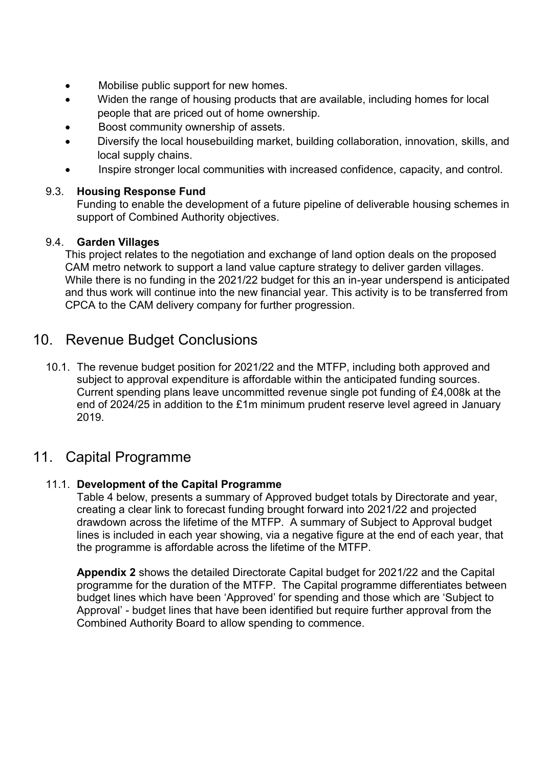- Mobilise public support for new homes.
- Widen the range of housing products that are available, including homes for local people that are priced out of home ownership.
- Boost community ownership of assets.
- Diversify the local housebuilding market, building collaboration, innovation, skills, and local supply chains.
- Inspire stronger local communities with increased confidence, capacity, and control.

### 9.3. Housing Response Fund

Funding to enable the development of a future pipeline of deliverable housing schemes in support of Combined Authority objectives.

### 9.4. Garden Villages

This project relates to the negotiation and exchange of land option deals on the proposed CAM metro network to support a land value capture strategy to deliver garden villages. While there is no funding in the 2021/22 budget for this an in-year underspend is anticipated and thus work will continue into the new financial year. This activity is to be transferred from CPCA to the CAM delivery company for further progression.

## 10. Revenue Budget Conclusions

10.1. The revenue budget position for 2021/22 and the MTFP, including both approved and subject to approval expenditure is affordable within the anticipated funding sources. Current spending plans leave uncommitted revenue single pot funding of £4,008k at the end of 2024/25 in addition to the £1m minimum prudent reserve level agreed in January 2019.

## 11. Capital Programme

### 11.1. Development of the Capital Programme

Table 4 below, presents a summary of Approved budget totals by Directorate and year, creating a clear link to forecast funding brought forward into 2021/22 and projected drawdown across the lifetime of the MTFP. A summary of Subject to Approval budget lines is included in each year showing, via a negative figure at the end of each year, that the programme is affordable across the lifetime of the MTFP.

**Appendix 2** shows the detailed Directorate Capital budget for 2021/22 and the Capital programme for the duration of the MTFP. The Capital programme differentiates between budget lines which have been 'Approved' for spending and those which are 'Subject to Approval' - budget lines that have been identified but require further approval from the Combined Authority Board to allow spending to commence.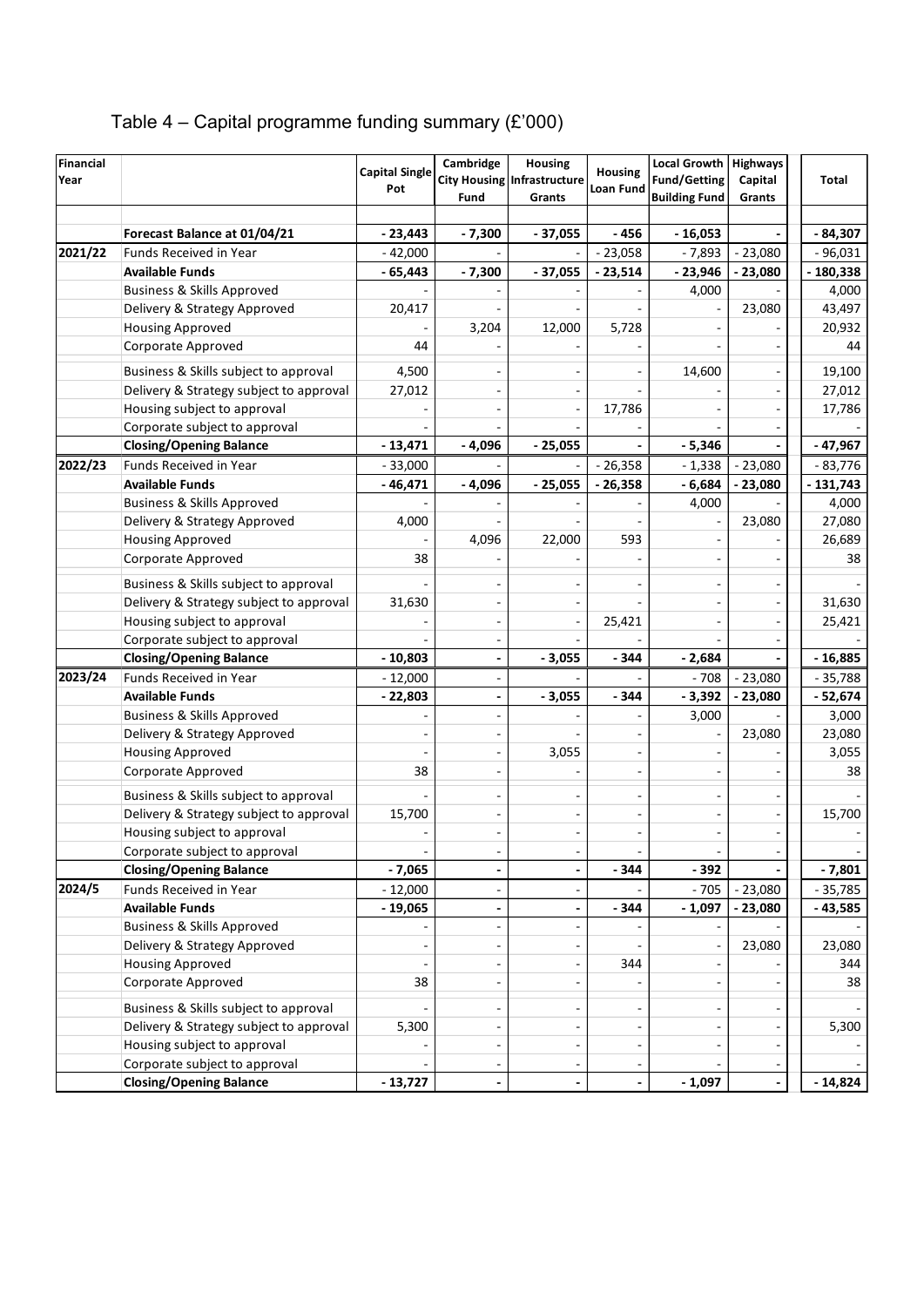# Table 4 – Capital programme funding summary (£'000)

| Financial Year | | Capital Single Pot | Cambridge City Housing Fund | Housing Infrastructure Grants | Housing Loan Fund | Local Growth Fund/Getting Building Fund | Highways Capital Grants | Total |
|---|---|---|---|---|---|---|---|---|
| | **Forecast Balance at 01/04/21** | **- 23,443** | **- 7,300** | **- 37,055** | **- 456** | **- 16,053** | **-** | **- 84,307** |
| 2021/22 | Funds Received in Year | - 42,000 | - | - | - 23,058 | - 7,893 | - 23,080 | - 96,031 |
| | **Available Funds** | **- 65,443** | **- 7,300** | **- 37,055** | **- 23,514** | **- 23,946** | **- 23,080** | **- 180,338** |
| | Business & Skills Approved | - | - | - | - | 4,000 | - | 4,000 |
| | Delivery & Strategy Approved | 20,417 | - | - | - | - | 23,080 | 43,497 |
| | Housing Approved | - | 3,204 | 12,000 | 5,728 | - | - | 20,932 |
| | Corporate Approved | 44 | - | - | - | - | - | 44 |
| | Business & Skills subject to approval | 4,500 | - | - | - | 14,600 | - | 19,100 |
| | Delivery & Strategy subject to approval | 27,012 | - | - | - | | - | 27,012 |
| | Housing subject to approval | - | - | - | 17,786 | - | - | 17,786 |
| | Corporate subject to approval | - | - | - | - | - | - | - |
| | **Closing/Opening Balance** | **- 13,471** | **- 4,096** | **- 25,055** | **-** | **- 5,346** | **-** | **- 47,967** |
| 2022/23 | Funds Received in Year | - 33,000 | | - | - 26,358 | - 1,338 | - 23,080 | - 83,776 |
| | **Available Funds** | **- 46,471** | **- 4,096** | **- 25,055** | **- 26,358** | **- 6,684** | **- 23,080** | **- 131,743** |
| | Business & Skills Approved | - | - | - | - | 4,000 | - | 4,000 |
| | Delivery & Strategy Approved | 4,000 | - | - | - | - | 23,080 | 27,080 |
| | Housing Approved | - | 4,096 | 22,000 | 593 | - | - | 26,689 |
| | Corporate Approved | 38 | - | - | - | - | - | 38 |
| | Business & Skills subject to approval | - | - | - | - | - | - | - |
| | Delivery & Strategy subject to approval | 31,630 | - | - | - | - | - | 31,630 |
| | Housing subject to approval | - | - | - | 25,421 | - | - | 25,421 |
| | Corporate subject to approval | - | - | - | - | - | - | - |
| | **Closing/Opening Balance** | **- 10,803** | **-** | **- 3,055** | **- 344** | **- 2,684** | **-** | **- 16,885** |
| 2023/24 | Funds Received in Year | - 12,000 | - | | - | - 708 | - 23,080 | - 35,788 |
| | **Available Funds** | **- 22,803** | **-** | **- 3,055** | **- 344** | **- 3,392** | **- 23,080** | **- 52,674** |
| | Business & Skills Approved | - | - | - | - | 3,000 | - | 3,000 |
| | Delivery & Strategy Approved | - | - | - | - | - | 23,080 | 23,080 |
| | Housing Approved | - | - | 3,055 | - | - | - | 3,055 |
| | Corporate Approved | 38 | - | - | - | - | - | 38 |
| | Business & Skills subject to approval | - | - | - | - | - | - | - |
| | Delivery & Strategy subject to approval | 15,700 | - | - | - | - | - | 15,700 |
| | Housing subject to approval | - | - | - | - | - | - | - |
| | Corporate subject to approval | - | - | - | - | - | - | - |
| | **Closing/Opening Balance** | **- 7,065** | **-** | **-** | **- 344** | **- 392** | **-** | **- 7,801** |
| 2024/5 | Funds Received in Year | - 12,000 | - | - | - | - 705 | - 23,080 | - 35,785 |
| | **Available Funds** | **- 19,065** | **-** | **-** | **- 344** | **- 1,097** | **- 23,080** | **- 43,585** |
| | Business & Skills Approved | - | - | - | - | - | - | - |
| | Delivery & Strategy Approved | - | - | - | - | - | 23,080 | 23,080 |
| | Housing Approved | - | - | - | 344 | - | - | 344 |
| | Corporate Approved | 38 | - | - | - | - | - | 38 |
| | Business & Skills subject to approval | - | - | - | - | - | - | - |
| | Delivery & Strategy subject to approval | 5,300 | - | - | - | - | - | 5,300 |
| | Housing subject to approval | - | - | - | - | - | - | - |
| | Corporate subject to approval | - | - | - | - | - | - | - |
| | **Closing/Opening Balance** | **- 13,727** | **-** | **-** | **-** | **- 1,097** | **-** | **- 14,824** |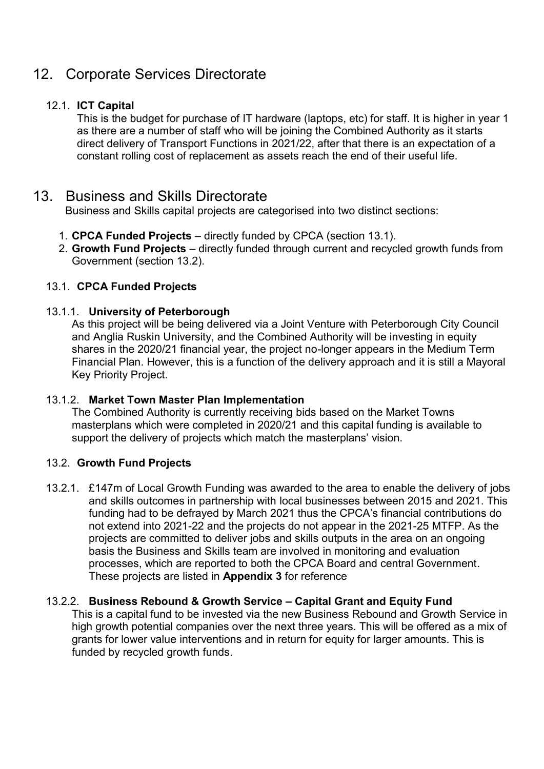## 12. Corporate Services Directorate

### 12.1. **ICT Capital**

This is the budget for purchase of IT hardware (laptops, etc) for staff. It is higher in year 1 as there are a number of staff who will be joining the Combined Authority as it starts direct delivery of Transport Functions in 2021/22, after that there is an expectation of a constant rolling cost of replacement as assets reach the end of their useful life.

## 13. Business and Skills Directorate

Business and Skills capital projects are categorised into two distinct sections:

1. **CPCA Funded Projects** – directly funded by CPCA (section 13.1).
2. **Growth Fund Projects** – directly funded through current and recycled growth funds from Government (section 13.2).

### 13.1. **CPCA Funded Projects**

#### 13.1.1. **University of Peterborough**

As this project will be being delivered via a Joint Venture with Peterborough City Council and Anglia Ruskin University, and the Combined Authority will be investing in equity shares in the 2020/21 financial year, the project no-longer appears in the Medium Term Financial Plan. However, this is a function of the delivery approach and it is still a Mayoral Key Priority Project.

#### 13.1.2. **Market Town Master Plan Implementation**

The Combined Authority is currently receiving bids based on the Market Towns masterplans which were completed in 2020/21 and this capital funding is available to support the delivery of projects which match the masterplans' vision.

### 13.2. **Growth Fund Projects**

13.2.1. £147m of Local Growth Funding was awarded to the area to enable the delivery of jobs and skills outcomes in partnership with local businesses between 2015 and 2021. This funding had to be defrayed by March 2021 thus the CPCA's financial contributions do not extend into 2021-22 and the projects do not appear in the 2021-25 MTFP. As the projects are committed to deliver jobs and skills outputs in the area on an ongoing basis the Business and Skills team are involved in monitoring and evaluation processes, which are reported to both the CPCA Board and central Government. These projects are listed in **Appendix 3** for reference

#### 13.2.2. **Business Rebound & Growth Service – Capital Grant and Equity Fund**

This is a capital fund to be invested via the new Business Rebound and Growth Service in high growth potential companies over the next three years. This will be offered as a mix of grants for lower value interventions and in return for equity for larger amounts. This is funded by recycled growth funds.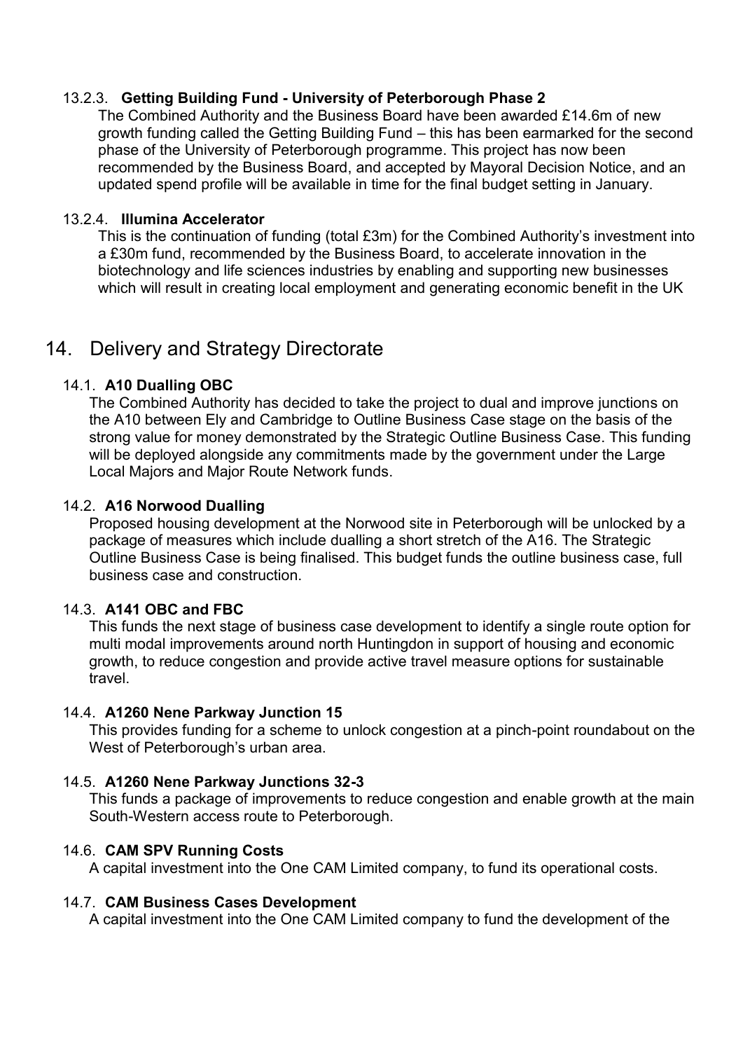#### 13.2.3. **Getting Building Fund - University of Peterborough Phase 2**

The Combined Authority and the Business Board have been awarded £14.6m of new growth funding called the Getting Building Fund – this has been earmarked for the second phase of the University of Peterborough programme. This project has now been recommended by the Business Board, and accepted by Mayoral Decision Notice, and an updated spend profile will be available in time for the final budget setting in January.

#### 13.2.4. **Illumina Accelerator**

This is the continuation of funding (total £3m) for the Combined Authority's investment into a £30m fund, recommended by the Business Board, to accelerate innovation in the biotechnology and life sciences industries by enabling and supporting new businesses which will result in creating local employment and generating economic benefit in the UK

## 14. Delivery and Strategy Directorate

### 14.1. **A10 Dualling OBC**

The Combined Authority has decided to take the project to dual and improve junctions on the A10 between Ely and Cambridge to Outline Business Case stage on the basis of the strong value for money demonstrated by the Strategic Outline Business Case. This funding will be deployed alongside any commitments made by the government under the Large Local Majors and Major Route Network funds.

### 14.2. **A16 Norwood Dualling**

Proposed housing development at the Norwood site in Peterborough will be unlocked by a package of measures which include dualling a short stretch of the A16. The Strategic Outline Business Case is being finalised. This budget funds the outline business case, full business case and construction.

### 14.3. **A141 OBC and FBC**

This funds the next stage of business case development to identify a single route option for multi modal improvements around north Huntingdon in support of housing and economic growth, to reduce congestion and provide active travel measure options for sustainable travel.

### 14.4. **A1260 Nene Parkway Junction 15**

This provides funding for a scheme to unlock congestion at a pinch-point roundabout on the West of Peterborough's urban area.

### 14.5. **A1260 Nene Parkway Junctions 32-3**

This funds a package of improvements to reduce congestion and enable growth at the main South-Western access route to Peterborough.

### 14.6. **CAM SPV Running Costs**

A capital investment into the One CAM Limited company, to fund its operational costs.

### 14.7. **CAM Business Cases Development**

A capital investment into the One CAM Limited company to fund the development of the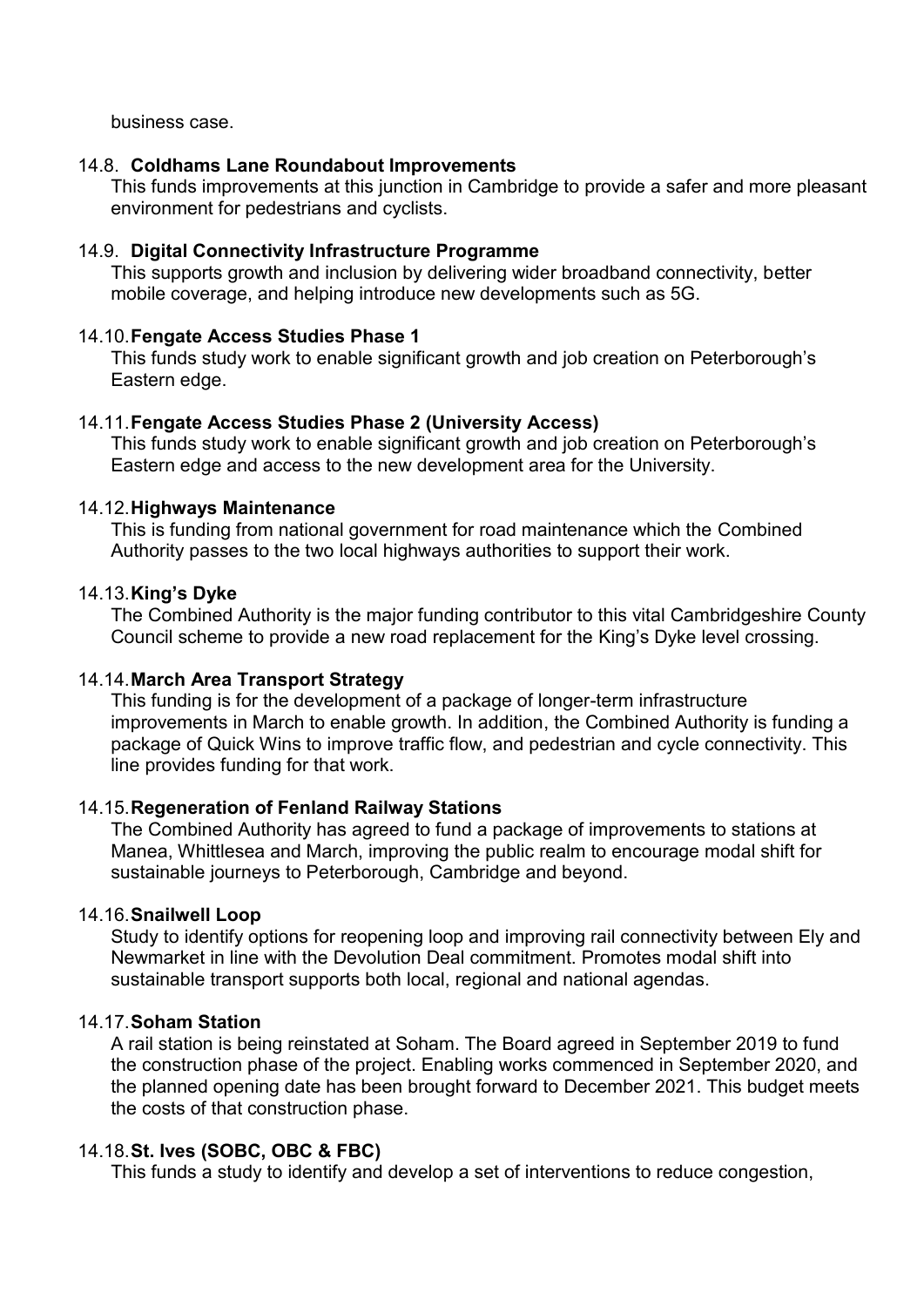business case.

14.8. **Coldhams Lane Roundabout Improvements**

This funds improvements at this junction in Cambridge to provide a safer and more pleasant environment for pedestrians and cyclists.

14.9. **Digital Connectivity Infrastructure Programme**

This supports growth and inclusion by delivering wider broadband connectivity, better mobile coverage, and helping introduce new developments such as 5G.

14.10. **Fengate Access Studies Phase 1**

This funds study work to enable significant growth and job creation on Peterborough's Eastern edge.

14.11. **Fengate Access Studies Phase 2 (University Access)**

This funds study work to enable significant growth and job creation on Peterborough's Eastern edge and access to the new development area for the University.

14.12. **Highways Maintenance**

This is funding from national government for road maintenance which the Combined Authority passes to the two local highways authorities to support their work.

14.13. **King's Dyke**

The Combined Authority is the major funding contributor to this vital Cambridgeshire County Council scheme to provide a new road replacement for the King's Dyke level crossing.

14.14. **March Area Transport Strategy**

This funding is for the development of a package of longer-term infrastructure improvements in March to enable growth. In addition, the Combined Authority is funding a package of Quick Wins to improve traffic flow, and pedestrian and cycle connectivity. This line provides funding for that work.

14.15. **Regeneration of Fenland Railway Stations**

The Combined Authority has agreed to fund a package of improvements to stations at Manea, Whittlesea and March, improving the public realm to encourage modal shift for sustainable journeys to Peterborough, Cambridge and beyond.

14.16. **Snailwell Loop**

Study to identify options for reopening loop and improving rail connectivity between Ely and Newmarket in line with the Devolution Deal commitment. Promotes modal shift into sustainable transport supports both local, regional and national agendas.

14.17. **Soham Station**

A rail station is being reinstated at Soham. The Board agreed in September 2019 to fund the construction phase of the project. Enabling works commenced in September 2020, and the planned opening date has been brought forward to December 2021. This budget meets the costs of that construction phase.

14.18. **St. Ives (SOBC, OBC & FBC)**

This funds a study to identify and develop a set of interventions to reduce congestion,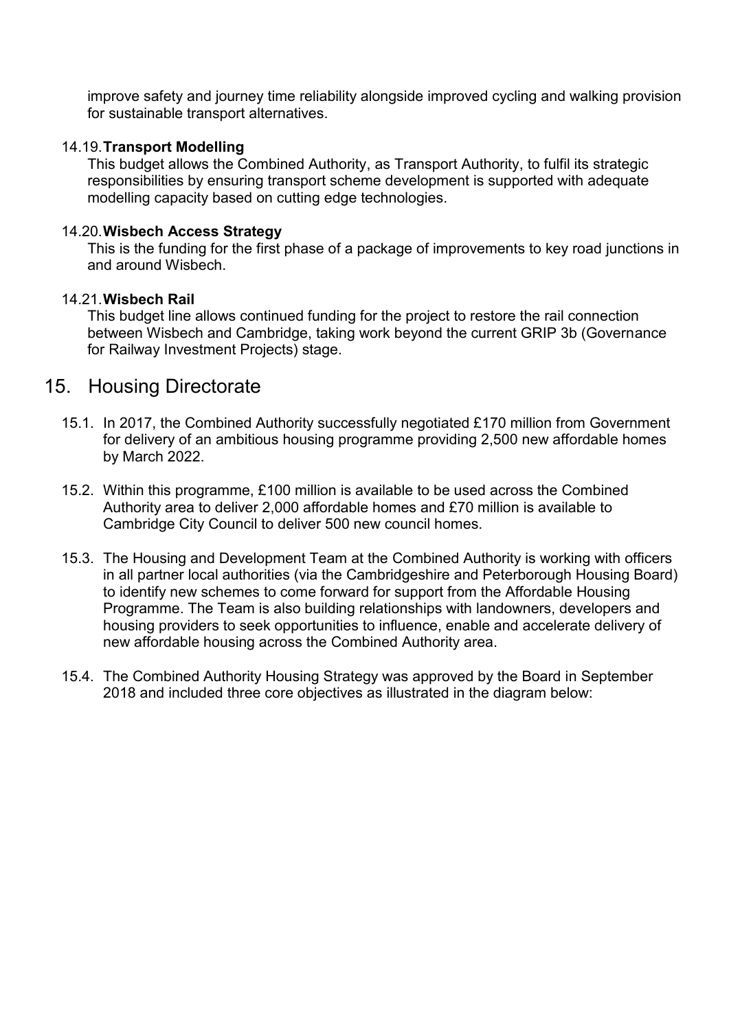improve safety and journey time reliability alongside improved cycling and walking provision for sustainable transport alternatives.

14.19. **Transport Modelling**

This budget allows the Combined Authority, as Transport Authority, to fulfil its strategic responsibilities by ensuring transport scheme development is supported with adequate modelling capacity based on cutting edge technologies.

14.20. **Wisbech Access Strategy**

This is the funding for the first phase of a package of improvements to key road junctions in and around Wisbech.

14.21. **Wisbech Rail**

This budget line allows continued funding for the project to restore the rail connection between Wisbech and Cambridge, taking work beyond the current GRIP 3b (Governance for Railway Investment Projects) stage.

## 15. Housing Directorate

15.1. In 2017, the Combined Authority successfully negotiated £170 million from Government for delivery of an ambitious housing programme providing 2,500 new affordable homes by March 2022.

15.2. Within this programme, £100 million is available to be used across the Combined Authority area to deliver 2,000 affordable homes and £70 million is available to Cambridge City Council to deliver 500 new council homes.

15.3. The Housing and Development Team at the Combined Authority is working with officers in all partner local authorities (via the Cambridgeshire and Peterborough Housing Board) to identify new schemes to come forward for support from the Affordable Housing Programme. The Team is also building relationships with landowners, developers and housing providers to seek opportunities to influence, enable and accelerate delivery of new affordable housing across the Combined Authority area.

15.4. The Combined Authority Housing Strategy was approved by the Board in September 2018 and included three core objectives as illustrated in the diagram below: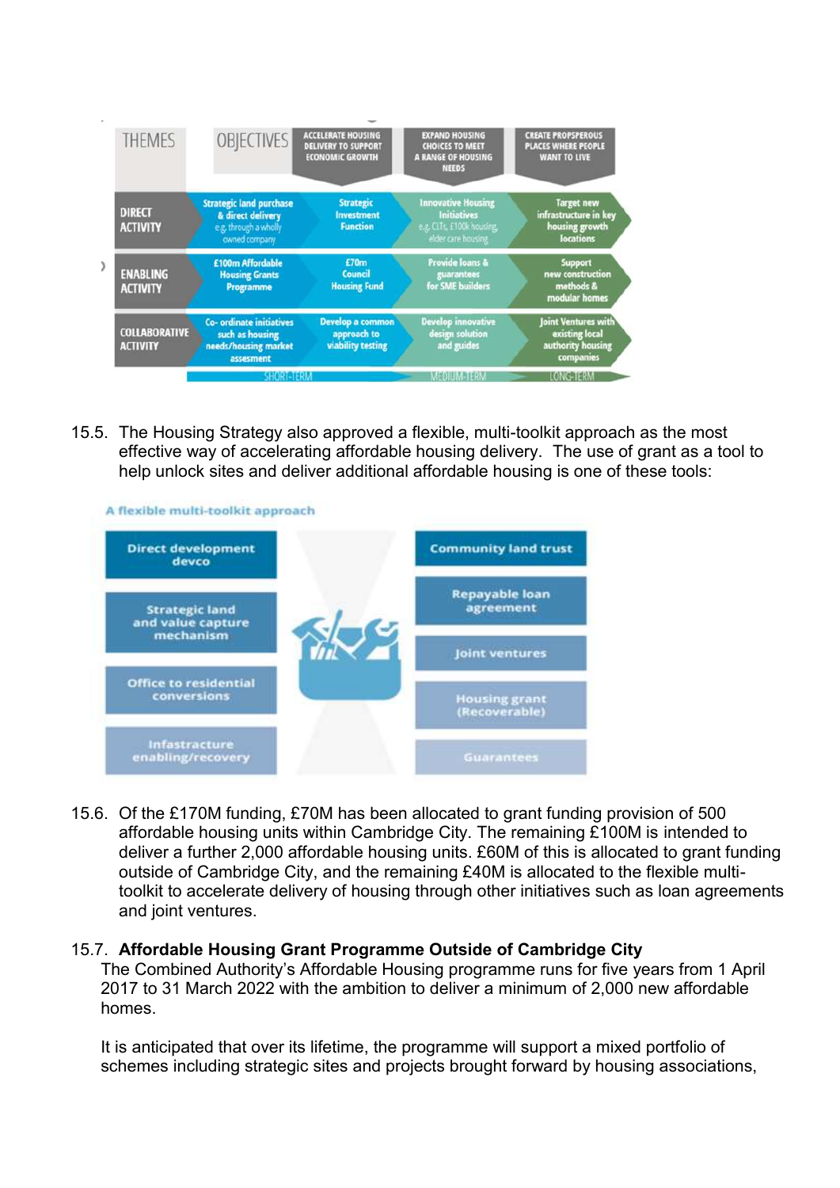| THEMES | OBJECTIVES | ACCELERATE HOUSING DELIVERY TO SUPPORT ECONOMIC GROWTH | EXPAND HOUSING CHOICES TO MEET A RANGE OF HOUSING NEEDS | CREATE PROSPEROUS PLACES WHERE PEOPLE WANT TO LIVE |
|---|---|---|---|---|
| DIRECT ACTIVITY | Strategic land purchase & direct delivery e.g. through a wholly owned company | Strategic Investment Function | Innovative Housing Initiatives e.g. CLTs, £100k housing, elder care housing | Target new infrastructure in key housing growth locations |
| ENABLING ACTIVITY | £100m Affordable Housing Grants Programme | £70m Council Housing Fund | Provide loans & guarantees for SME builders | Support new construction methods & modular homes |
| COLLABORATIVE ACTIVITY | Co- ordinate initiatives such as housing needs/housing market assesment | Develop a common approach to viability testing | Develop innovative design solution and guides | Joint Ventures with existing local authority housing companies |
| | SHORT-TERM | | MEDIUM-TERM | LONG-TERM |

15.5. The Housing Strategy also approved a flexible, multi-toolkit approach as the most effective way of accelerating affordable housing delivery. The use of grant as a tool to help unlock sites and deliver additional affordable housing is one of these tools:

A flexible multi-toolkit approach

- Direct development devco
- Strategic land and value capture mechanism
- Office to residential conversions
- Infrastructure enabling/recovery
- Community land trust
- Repayable loan agreement
- Joint ventures
- Housing grant (Recoverable)
- Guarantees

15.6. Of the £170M funding, £70M has been allocated to grant funding provision of 500 affordable housing units within Cambridge City. The remaining £100M is intended to deliver a further 2,000 affordable housing units. £60M of this is allocated to grant funding outside of Cambridge City, and the remaining £40M is allocated to the flexible multi-toolkit to accelerate delivery of housing through other initiatives such as loan agreements and joint ventures.

15.7. **Affordable Housing Grant Programme Outside of Cambridge City**

The Combined Authority's Affordable Housing programme runs for five years from 1 April 2017 to 31 March 2022 with the ambition to deliver a minimum of 2,000 new affordable homes.

It is anticipated that over its lifetime, the programme will support a mixed portfolio of schemes including strategic sites and projects brought forward by housing associations,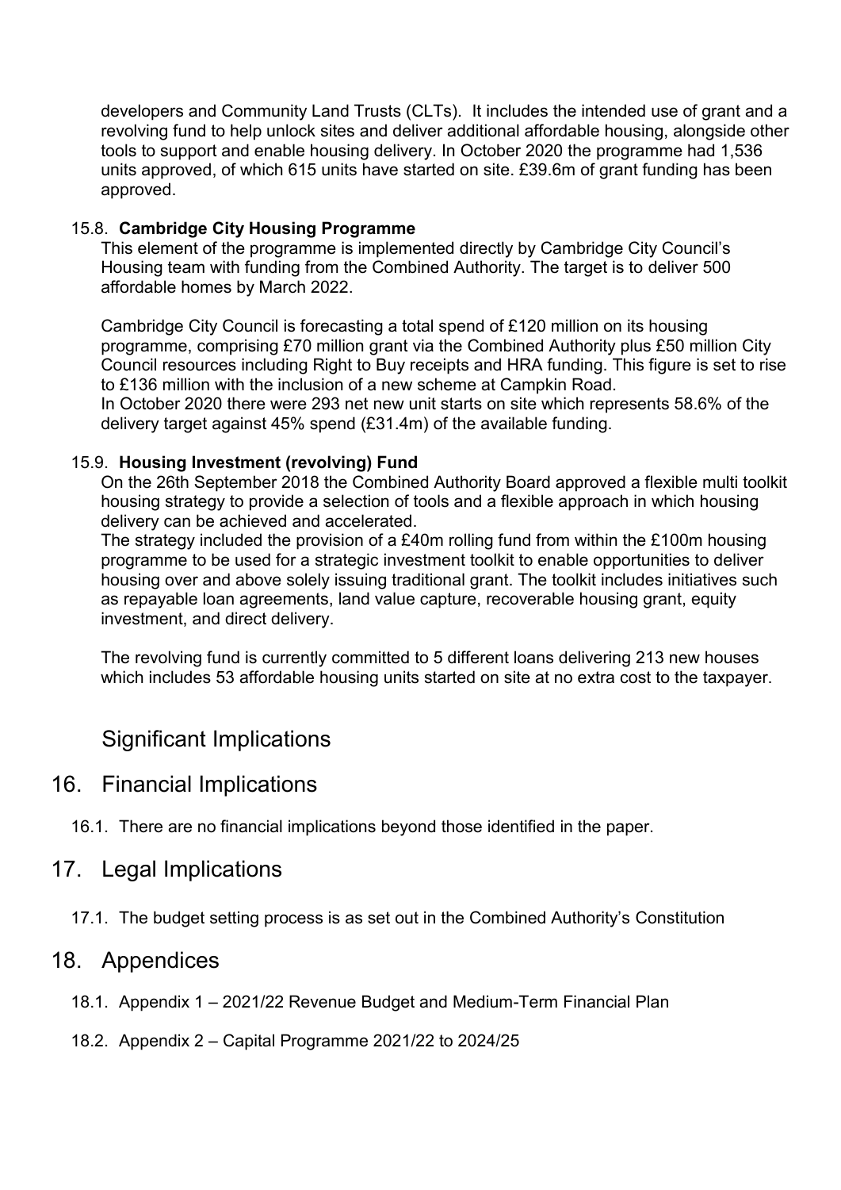developers and Community Land Trusts (CLTs). It includes the intended use of grant and a revolving fund to help unlock sites and deliver additional affordable housing, alongside other tools to support and enable housing delivery. In October 2020 the programme had 1,536 units approved, of which 615 units have started on site. £39.6m of grant funding has been approved.

15.8. **Cambridge City Housing Programme**

This element of the programme is implemented directly by Cambridge City Council's Housing team with funding from the Combined Authority. The target is to deliver 500 affordable homes by March 2022.

Cambridge City Council is forecasting a total spend of £120 million on its housing programme, comprising £70 million grant via the Combined Authority plus £50 million City Council resources including Right to Buy receipts and HRA funding. This figure is set to rise to £136 million with the inclusion of a new scheme at Campkin Road.

In October 2020 there were 293 net new unit starts on site which represents 58.6% of the delivery target against 45% spend (£31.4m) of the available funding.

15.9. **Housing Investment (revolving) Fund**

On the 26th September 2018 the Combined Authority Board approved a flexible multi toolkit housing strategy to provide a selection of tools and a flexible approach in which housing delivery can be achieved and accelerated.

The strategy included the provision of a £40m rolling fund from within the £100m housing programme to be used for a strategic investment toolkit to enable opportunities to deliver housing over and above solely issuing traditional grant. The toolkit includes initiatives such as repayable loan agreements, land value capture, recoverable housing grant, equity investment, and direct delivery.

The revolving fund is currently committed to 5 different loans delivering 213 new houses which includes 53 affordable housing units started on site at no extra cost to the taxpayer.

## Significant Implications

## 16. Financial Implications

16.1. There are no financial implications beyond those identified in the paper.

## 17. Legal Implications

17.1. The budget setting process is as set out in the Combined Authority's Constitution

## 18. Appendices

18.1. Appendix 1 – 2021/22 Revenue Budget and Medium-Term Financial Plan

18.2. Appendix 2 – Capital Programme 2021/22 to 2024/25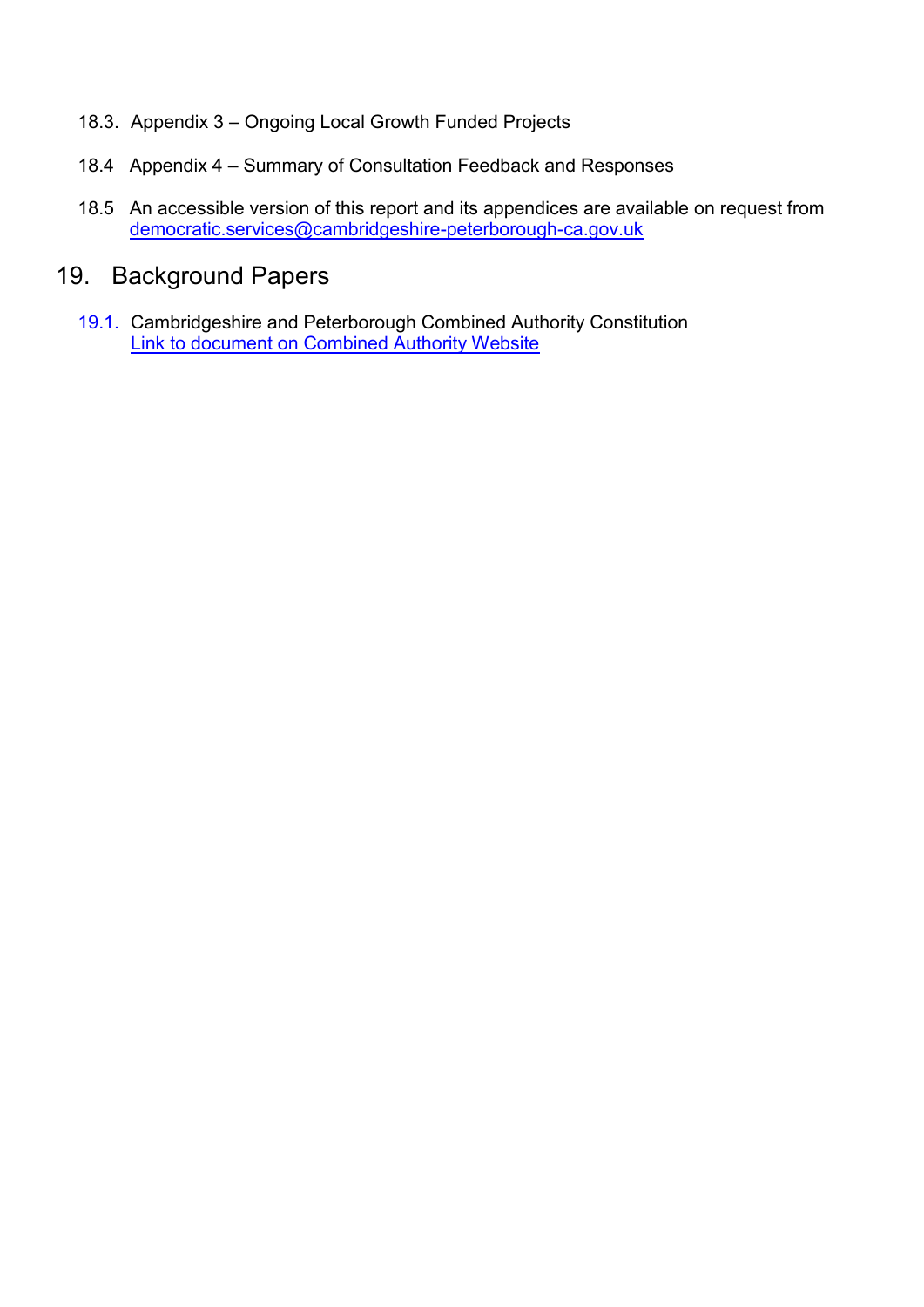18.3. Appendix 3 – Ongoing Local Growth Funded Projects

18.4 Appendix 4 – Summary of Consultation Feedback and Responses

18.5 An accessible version of this report and its appendices are available on request from democratic.services@cambridgeshire-peterborough-ca.gov.uk

## 19. Background Papers

19.1. Cambridgeshire and Peterborough Combined Authority Constitution
Link to document on Combined Authority Website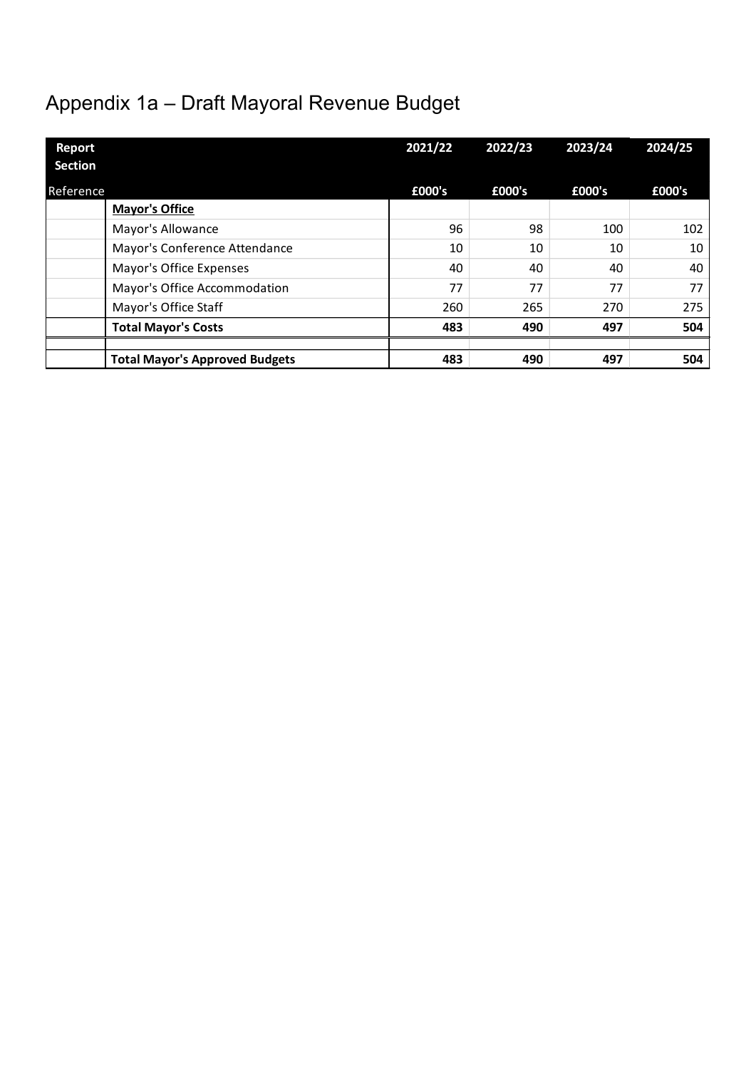# Appendix 1a – Draft Mayoral Revenue Budget

| Report Section Reference | | 2021/22 £000's | 2022/23 £000's | 2023/24 £000's | 2024/25 £000's |
|---|---|---|---|---|---|
| | **Mayor's Office** | | | | |
| | Mayor's Allowance | 96 | 98 | 100 | 102 |
| | Mayor's Conference Attendance | 10 | 10 | 10 | 10 |
| | Mayor's Office Expenses | 40 | 40 | 40 | 40 |
| | Mayor's Office Accommodation | 77 | 77 | 77 | 77 |
| | Mayor's Office Staff | 260 | 265 | 270 | 275 |
| | **Total Mayor's Costs** | **483** | **490** | **497** | **504** |
| | | | | | |
| | **Total Mayor's Approved Budgets** | **483** | **490** | **497** | **504** |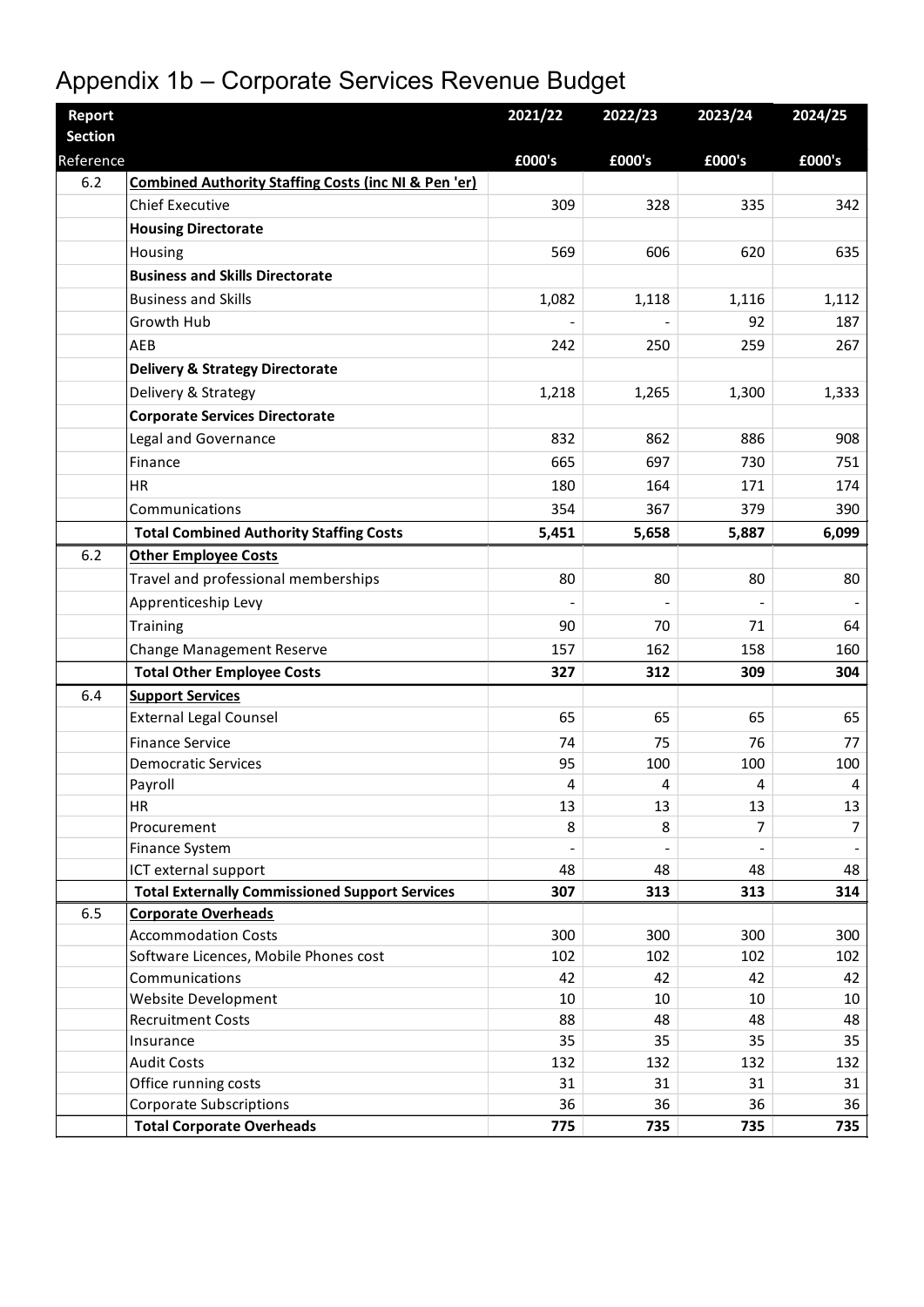# Appendix 1b – Corporate Services Revenue Budget

| Report Section Reference | | 2021/22 £000's | 2022/23 £000's | 2023/24 £000's | 2024/25 £000's |
|---|---|---|---|---|---|
| 6.2 | **Combined Authority Staffing Costs (inc NI & Pen 'er)** | | | | |
| | Chief Executive | 309 | 328 | 335 | 342 |
| | **Housing Directorate** | | | | |
| | Housing | 569 | 606 | 620 | 635 |
| | **Business and Skills Directorate** | | | | |
| | Business and Skills | 1,082 | 1,118 | 1,116 | 1,112 |
| | Growth Hub | - | - | 92 | 187 |
| | AEB | 242 | 250 | 259 | 267 |
| | **Delivery & Strategy Directorate** | | | | |
| | Delivery & Strategy | 1,218 | 1,265 | 1,300 | 1,333 |
| | **Corporate Services Directorate** | | | | |
| | Legal and Governance | 832 | 862 | 886 | 908 |
| | Finance | 665 | 697 | 730 | 751 |
| | HR | 180 | 164 | 171 | 174 |
| | Communications | 354 | 367 | 379 | 390 |
| | **Total Combined Authority Staffing Costs** | **5,451** | **5,658** | **5,887** | **6,099** |
| 6.2 | **Other Employee Costs** | | | | |
| | Travel and professional memberships | 80 | 80 | 80 | 80 |
| | Apprenticeship Levy | - | - | - | - |
| | Training | 90 | 70 | 71 | 64 |
| | Change Management Reserve | 157 | 162 | 158 | 160 |
| | **Total Other Employee Costs** | **327** | **312** | **309** | **304** |
| 6.4 | **Support Services** | | | | |
| | External Legal Counsel | 65 | 65 | 65 | 65 |
| | Finance Service | 74 | 75 | 76 | 77 |
| | Democratic Services | 95 | 100 | 100 | 100 |
| | Payroll | 4 | 4 | 4 | 4 |
| | HR | 13 | 13 | 13 | 13 |
| | Procurement | 8 | 8 | 7 | 7 |
| | Finance System | - | - | - | - |
| | ICT external support | 48 | 48 | 48 | 48 |
| | **Total Externally Commissioned Support Services** | **307** | **313** | **313** | **314** |
| 6.5 | **Corporate Overheads** | | | | |
| | Accommodation Costs | 300 | 300 | 300 | 300 |
| | Software Licences, Mobile Phones cost | 102 | 102 | 102 | 102 |
| | Communications | 42 | 42 | 42 | 42 |
| | Website Development | 10 | 10 | 10 | 10 |
| | Recruitment Costs | 88 | 48 | 48 | 48 |
| | Insurance | 35 | 35 | 35 | 35 |
| | Audit Costs | 132 | 132 | 132 | 132 |
| | Office running costs | 31 | 31 | 31 | 31 |
| | Corporate Subscriptions | 36 | 36 | 36 | 36 |
| | **Total Corporate Overheads** | **775** | **735** | **735** | **735** |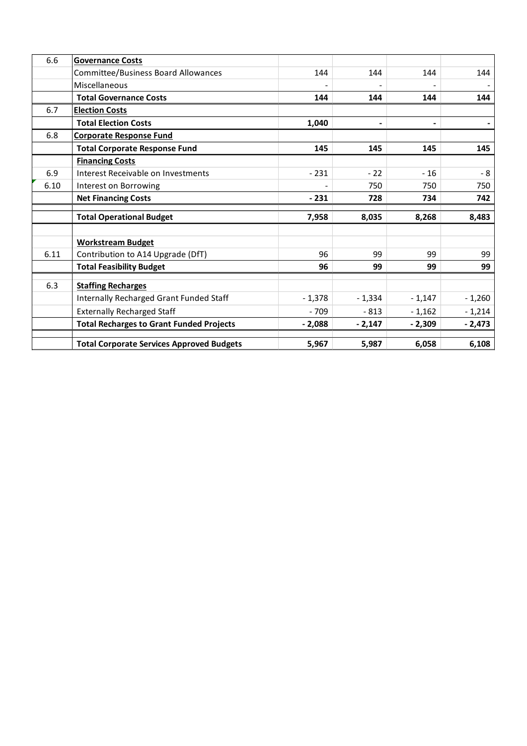| | | | | | |
|---|---|---|---|---|---|
| 6.6 | **Governance Costs** | | | | |
| | Committee/Business Board Allowances | 144 | 144 | 144 | 144 |
| | Miscellaneous | - | - | - | - |
| | **Total Governance Costs** | **144** | **144** | **144** | **144** |
| 6.7 | **Election Costs** | | | | |
| | **Total Election Costs** | **1,040** | **-** | **-** | **-** |
| 6.8 | **Corporate Response Fund** | | | | |
| | **Total Corporate Response Fund** | **145** | **145** | **145** | **145** |
| | **Financing Costs** | | | | |
| 6.9 | Interest Receivable on Investments | - 231 | - 22 | - 16 | - 8 |
| 6.10 | Interest on Borrowing | - | 750 | 750 | 750 |
| | **Net Financing Costs** | **- 231** | **728** | **734** | **742** |
| | **Total Operational Budget** | **7,958** | **8,035** | **8,268** | **8,483** |
| | **Workstream Budget** | | | | |
| 6.11 | Contribution to A14 Upgrade (DfT) | 96 | 99 | 99 | 99 |
| | **Total Feasibility Budget** | **96** | **99** | **99** | **99** |
| 6.3 | **Staffing Recharges** | | | | |
| | Internally Recharged Grant Funded Staff | - 1,378 | - 1,334 | - 1,147 | - 1,260 |
| | Externally Recharged Staff | - 709 | - 813 | - 1,162 | - 1,214 |
| | **Total Recharges to Grant Funded Projects** | **- 2,088** | **- 2,147** | **- 2,309** | **- 2,473** |
| | **Total Corporate Services Approved Budgets** | **5,967** | **5,987** | **6,058** | **6,108** |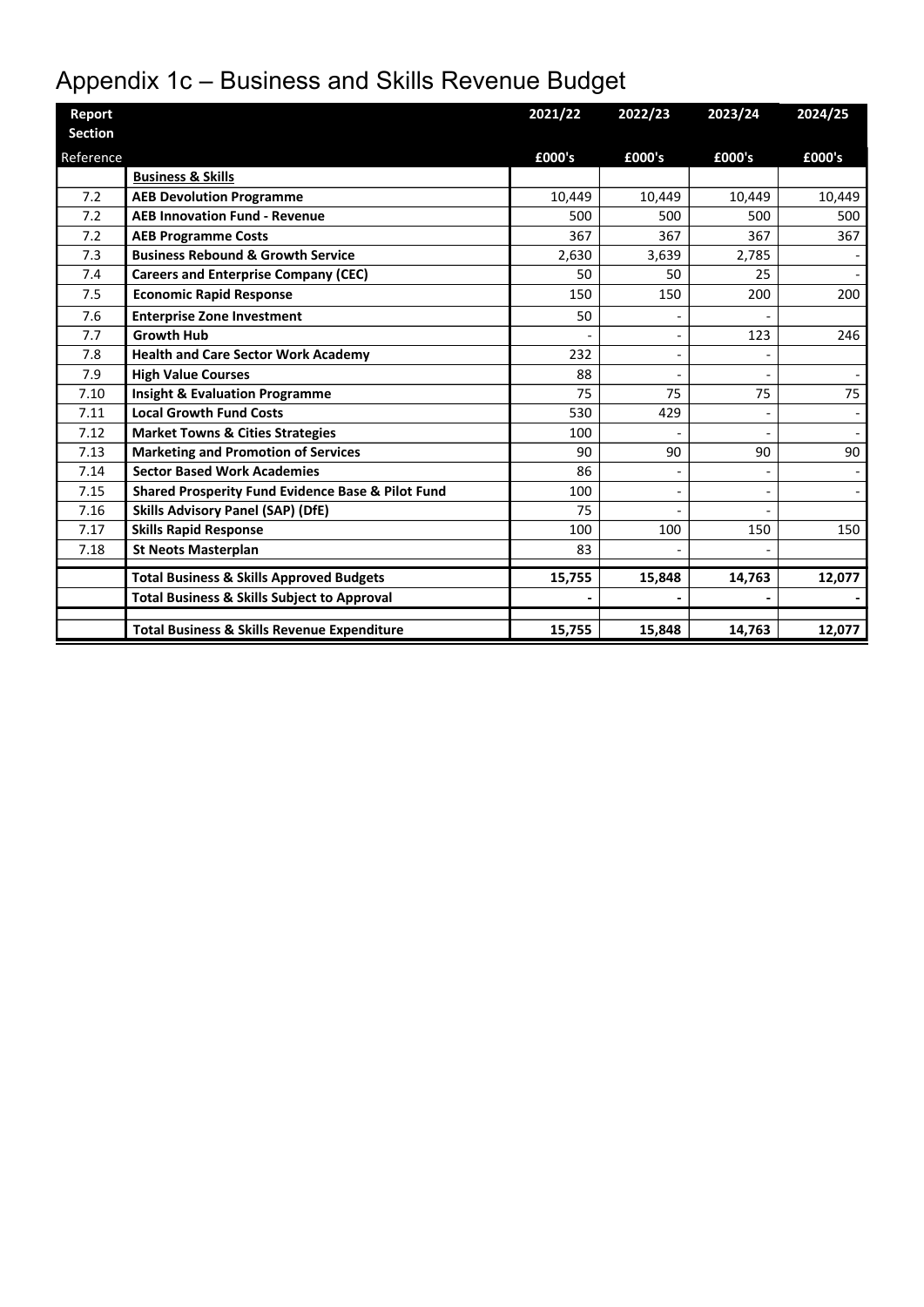# Appendix 1c – Business and Skills Revenue Budget

| Report Section Reference | | 2021/22 £000's | 2022/23 £000's | 2023/24 £000's | 2024/25 £000's |
|---|---|---|---|---|---|
| | **Business & Skills** | | | | |
| 7.2 | **AEB Devolution Programme** | 10,449 | 10,449 | 10,449 | 10,449 |
| 7.2 | **AEB Innovation Fund - Revenue** | 500 | 500 | 500 | 500 |
| 7.2 | **AEB Programme Costs** | 367 | 367 | 367 | 367 |
| 7.3 | **Business Rebound & Growth Service** | 2,630 | 3,639 | 2,785 | - |
| 7.4 | **Careers and Enterprise Company (CEC)** | 50 | 50 | 25 | - |
| 7.5 | **Economic Rapid Response** | 150 | 150 | 200 | 200 |
| 7.6 | **Enterprise Zone Investment** | 50 | - | - | |
| 7.7 | **Growth Hub** | - | - | 123 | 246 |
| 7.8 | **Health and Care Sector Work Academy** | 232 | - | - | |
| 7.9 | **High Value Courses** | 88 | - | - | - |
| 7.10 | **Insight & Evaluation Programme** | 75 | 75 | 75 | 75 |
| 7.11 | **Local Growth Fund Costs** | 530 | 429 | - | - |
| 7.12 | **Market Towns & Cities Strategies** | 100 | - | - | - |
| 7.13 | **Marketing and Promotion of Services** | 90 | 90 | 90 | 90 |
| 7.14 | **Sector Based Work Academies** | 86 | - | - | - |
| 7.15 | **Shared Prosperity Fund Evidence Base & Pilot Fund** | 100 | - | - | - |
| 7.16 | **Skills Advisory Panel (SAP) (DfE)** | 75 | - | - | |
| 7.17 | **Skills Rapid Response** | 100 | 100 | 150 | 150 |
| 7.18 | **St Neots Masterplan** | 83 | - | - | |
| | **Total Business & Skills Approved Budgets** | **15,755** | **15,848** | **14,763** | **12,077** |
| | **Total Business & Skills Subject to Approval** | **-** | **-** | **-** | **-** |
| | **Total Business & Skills Revenue Expenditure** | **15,755** | **15,848** | **14,763** | **12,077** |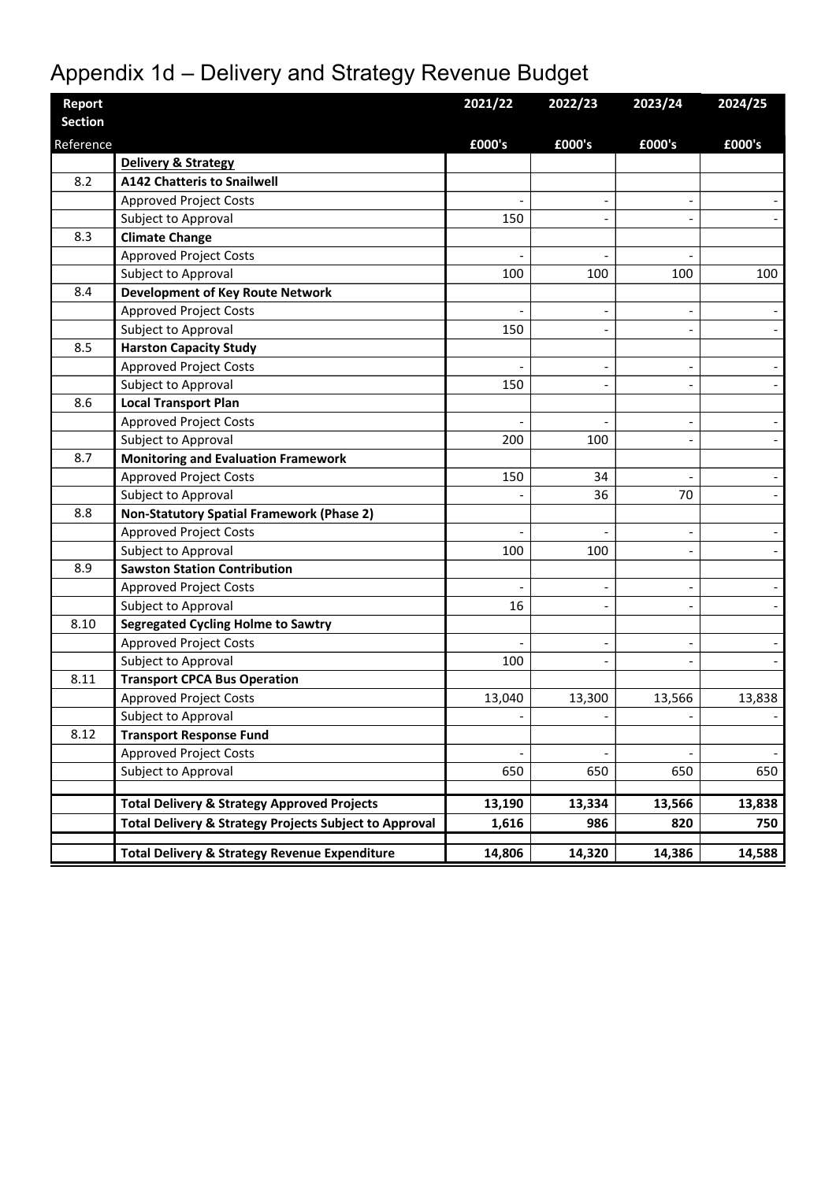# Appendix 1d – Delivery and Strategy Revenue Budget

| Report Section | | 2021/22 | 2022/23 | 2023/24 | 2024/25 |
|---|---|---|---|---|---|
| Reference | | £000's | £000's | £000's | £000's |
| | **Delivery & Strategy** | | | | |
| 8.2 | **A142 Chatteris to Snailwell** | | | | |
| | Approved Project Costs | - | - | - | - |
| | Subject to Approval | 150 | - | - | - |
| 8.3 | **Climate Change** | | | | |
| | Approved Project Costs | - | - | - | |
| | Subject to Approval | 100 | 100 | 100 | 100 |
| 8.4 | **Development of Key Route Network** | | | | |
| | Approved Project Costs | - | - | - | - |
| | Subject to Approval | 150 | - | - | - |
| 8.5 | **Harston Capacity Study** | | | | |
| | Approved Project Costs | - | - | - | - |
| | Subject to Approval | 150 | - | - | - |
| 8.6 | **Local Transport Plan** | | | | |
| | Approved Project Costs | - | - | - | - |
| | Subject to Approval | 200 | 100 | - | - |
| 8.7 | **Monitoring and Evaluation Framework** | | | | |
| | Approved Project Costs | 150 | 34 | - | - |
| | Subject to Approval | - | 36 | 70 | - |
| 8.8 | **Non-Statutory Spatial Framework (Phase 2)** | | | | |
| | Approved Project Costs | - | - | - | - |
| | Subject to Approval | 100 | 100 | - | - |
| 8.9 | **Sawston Station Contribution** | | | | |
| | Approved Project Costs | - | - | - | - |
| | Subject to Approval | 16 | - | - | - |
| 8.10 | **Segregated Cycling Holme to Sawtry** | | | | |
| | Approved Project Costs | - | - | - | - |
| | Subject to Approval | 100 | - | - | - |
| 8.11 | **Transport CPCA Bus Operation** | | | | |
| | Approved Project Costs | 13,040 | 13,300 | 13,566 | 13,838 |
| | Subject to Approval | - | - | - | - |
| 8.12 | **Transport Response Fund** | | | | |
| | Approved Project Costs | - | - | - | - |
| | Subject to Approval | 650 | 650 | 650 | 650 |
| | | | | | |
| | **Total Delivery & Strategy Approved Projects** | **13,190** | **13,334** | **13,566** | **13,838** |
| | **Total Delivery & Strategy Projects Subject to Approval** | **1,616** | **986** | **820** | **750** |
| | | | | | |
| | **Total Delivery & Strategy Revenue Expenditure** | **14,806** | **14,320** | **14,386** | **14,588** |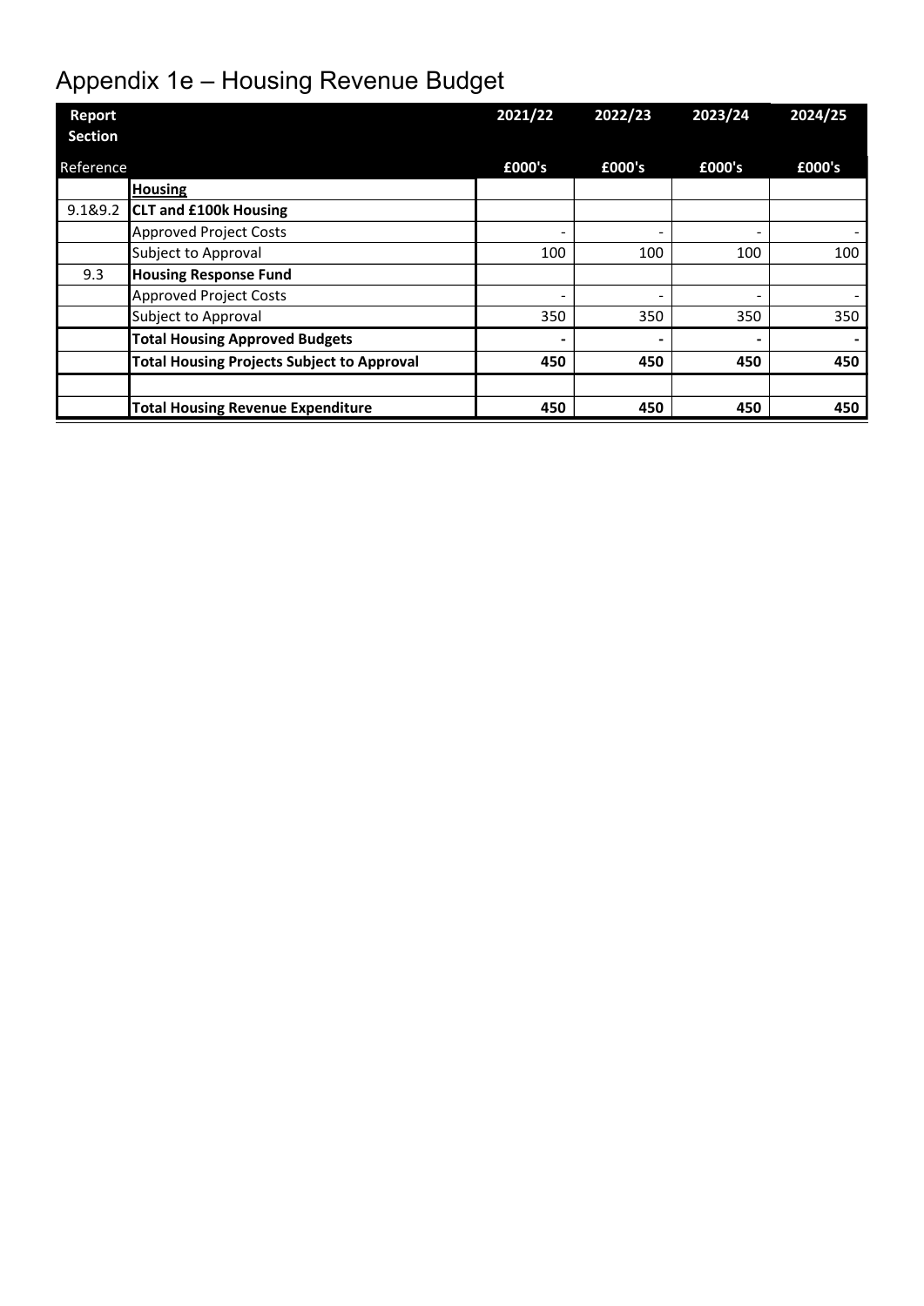# Appendix 1e – Housing Revenue Budget

| Report Section Reference | | 2021/22 £000's | 2022/23 £000's | 2023/24 £000's | 2024/25 £000's |
|---|---|---|---|---|---|
| | **Housing** | | | | |
| 9.1&9.2 | **CLT and £100k Housing** | | | | |
| | Approved Project Costs | - | - | - | - |
| | Subject to Approval | 100 | 100 | 100 | 100 |
| 9.3 | **Housing Response Fund** | | | | |
| | Approved Project Costs | - | - | - | - |
| | Subject to Approval | 350 | 350 | 350 | 350 |
| | **Total Housing Approved Budgets** | **-** | **-** | **-** | **-** |
| | **Total Housing Projects Subject to Approval** | **450** | **450** | **450** | **450** |
| | | | | | |
| | **Total Housing Revenue Expenditure** | **450** | **450** | **450** | **450** |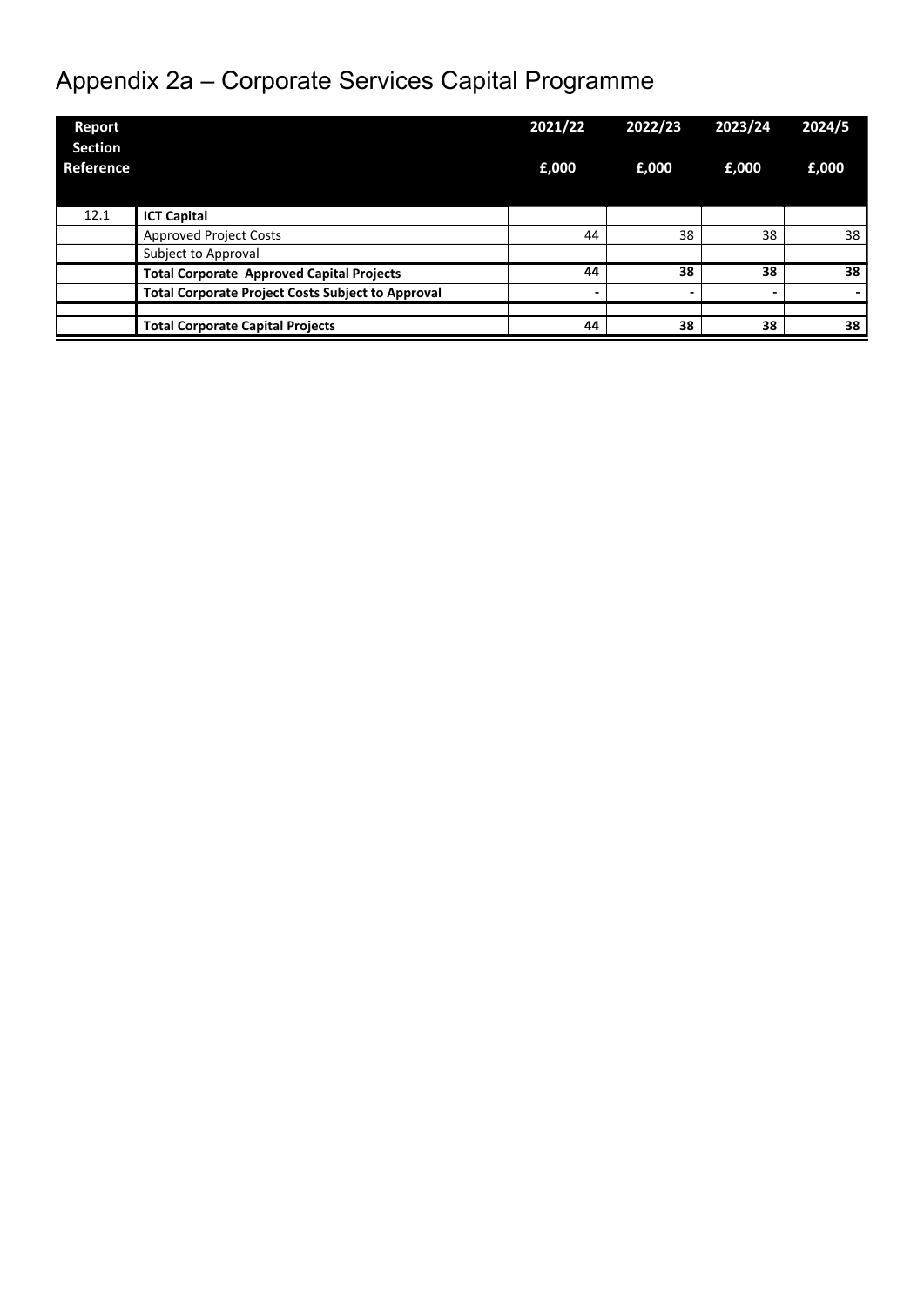# Appendix 2a – Corporate Services Capital Programme

| Report Section Reference | | 2021/22 £,000 | 2022/23 £,000 | 2023/24 £,000 | 2024/5 £,000 |
|---|---|---|---|---|---|
| 12.1 | **ICT Capital** | | | | |
| | Approved Project Costs | 44 | 38 | 38 | 38 |
| | Subject to Approval | | | | |
| | **Total Corporate Approved Capital Projects** | **44** | **38** | **38** | **38** |
| | **Total Corporate Project Costs Subject to Approval** | **-** | **-** | **-** | **-** |
| | | | | | |
| | **Total Corporate Capital Projects** | **44** | **38** | **38** | **38** |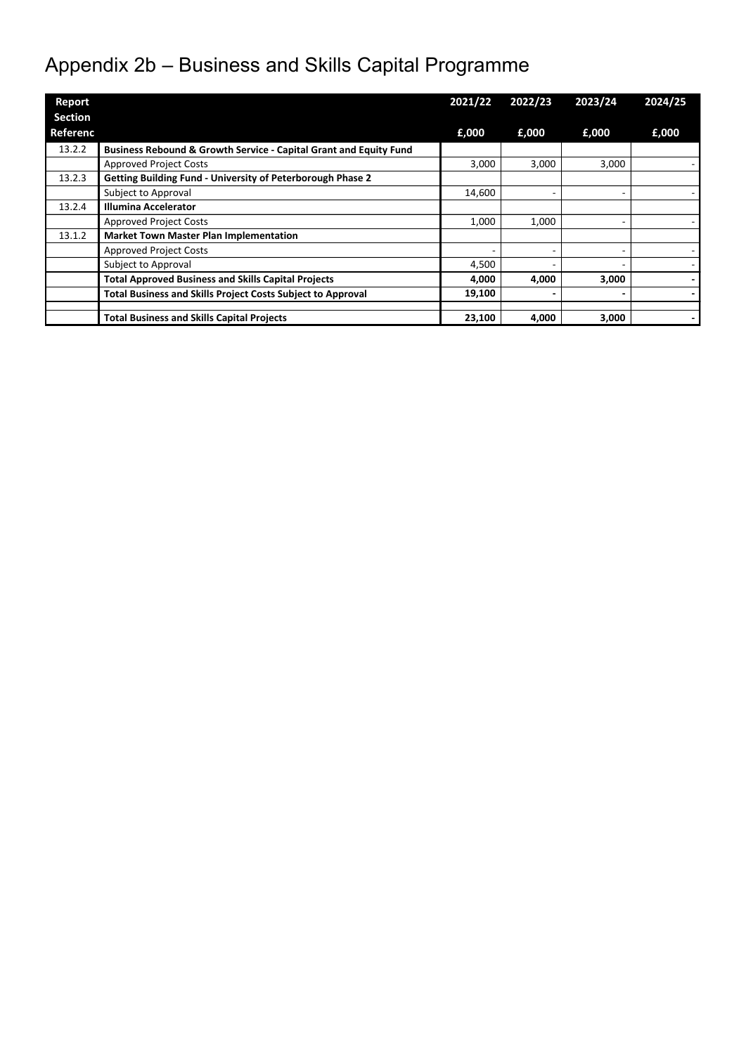# Appendix 2b – Business and Skills Capital Programme

| Report Section Referenc | | 2021/22 £,000 | 2022/23 £,000 | 2023/24 £,000 | 2024/25 £,000 |
|---|---|---|---|---|---|
| 13.2.2 | **Business Rebound & Growth Service - Capital Grant and Equity Fund** | | | | |
| | Approved Project Costs | 3,000 | 3,000 | 3,000 | - |
| 13.2.3 | **Getting Building Fund - University of Peterborough Phase 2** | | | | |
| | Subject to Approval | 14,600 | - | - | - |
| 13.2.4 | **Illumina Accelerator** | | | | |
| | Approved Project Costs | 1,000 | 1,000 | - | - |
| 13.1.2 | **Market Town Master Plan Implementation** | | | | |
| | Approved Project Costs | - | - | - | - |
| | Subject to Approval | 4,500 | - | - | - |
| | **Total Approved Business and Skills Capital Projects** | **4,000** | **4,000** | **3,000** | **-** |
| | **Total Business and Skills Project Costs Subject to Approval** | **19,100** | **-** | **-** | **-** |
| | | | | | |
| | **Total Business and Skills Capital Projects** | **23,100** | **4,000** | **3,000** | **-** |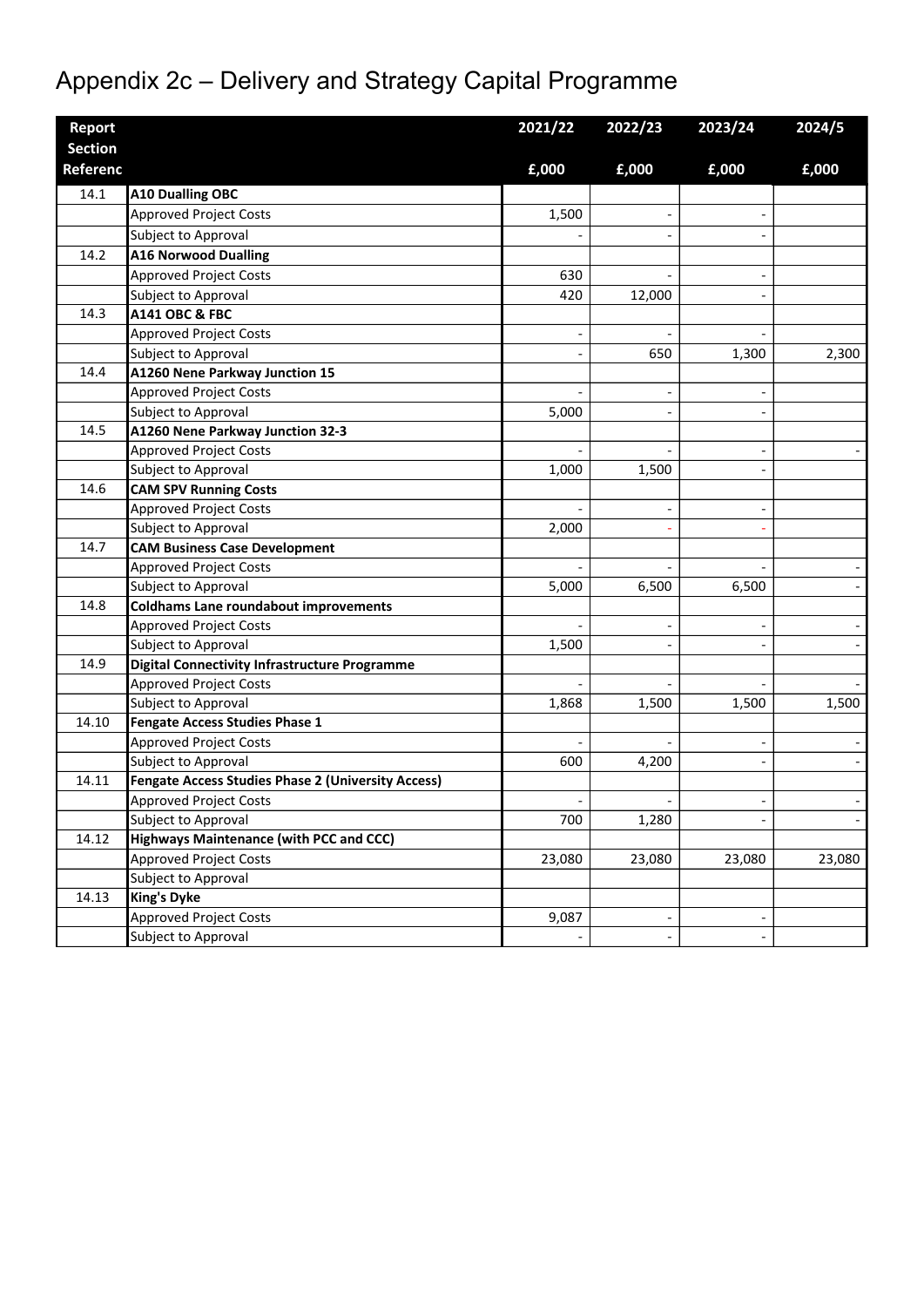# Appendix 2c – Delivery and Strategy Capital Programme

| Report Section Referenc | | 2021/22 £,000 | 2022/23 £,000 | 2023/24 £,000 | 2024/5 £,000 |
|---|---|---|---|---|---|
| 14.1 | **A10 Dualling OBC** | | | | |
| | Approved Project Costs | 1,500 | - | - | |
| | Subject to Approval | - | - | - | |
| 14.2 | **A16 Norwood Dualling** | | | | |
| | Approved Project Costs | 630 | - | - | |
| | Subject to Approval | 420 | 12,000 | - | |
| 14.3 | **A141 OBC & FBC** | | | | |
| | Approved Project Costs | - | - | - | |
| | Subject to Approval | - | 650 | 1,300 | 2,300 |
| 14.4 | **A1260 Nene Parkway Junction 15** | | | | |
| | Approved Project Costs | - | - | - | |
| | Subject to Approval | 5,000 | - | - | |
| 14.5 | **A1260 Nene Parkway Junction 32-3** | | | | |
| | Approved Project Costs | - | - | - | - |
| | Subject to Approval | 1,000 | 1,500 | - | |
| 14.6 | **CAM SPV Running Costs** | | | | |
| | Approved Project Costs | - | - | - | |
| | Subject to Approval | 2,000 | - | - | |
| 14.7 | **CAM Business Case Development** | | | | |
| | Approved Project Costs | - | - | - | - |
| | Subject to Approval | 5,000 | 6,500 | 6,500 | - |
| 14.8 | **Coldhams Lane roundabout improvements** | | | | |
| | Approved Project Costs | - | - | - | - |
| | Subject to Approval | 1,500 | - | - | - |
| 14.9 | **Digital Connectivity Infrastructure Programme** | | | | |
| | Approved Project Costs | - | - | - | - |
| | Subject to Approval | 1,868 | 1,500 | 1,500 | 1,500 |
| 14.10 | **Fengate Access Studies Phase 1** | | | | |
| | Approved Project Costs | - | - | - | - |
| | Subject to Approval | 600 | 4,200 | - | - |
| 14.11 | **Fengate Access Studies Phase 2 (University Access)** | | | | |
| | Approved Project Costs | - | - | - | - |
| | Subject to Approval | 700 | 1,280 | - | - |
| 14.12 | **Highways Maintenance (with PCC and CCC)** | | | | |
| | Approved Project Costs | 23,080 | 23,080 | 23,080 | 23,080 |
| | Subject to Approval | | | | |
| 14.13 | **King's Dyke** | | | | |
| | Approved Project Costs | 9,087 | - | - | |
| | Subject to Approval | - | - | - | |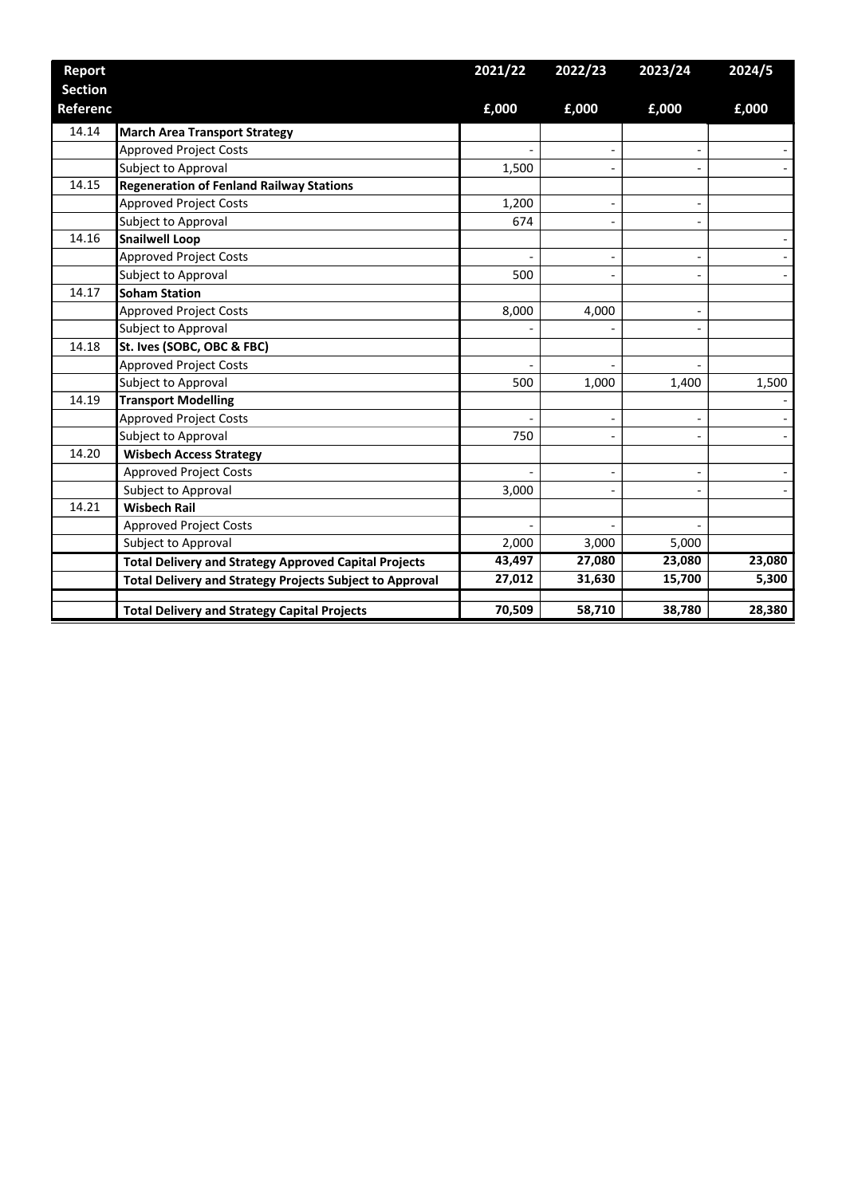| Report Section Referenc | | 2021/22 £,000 | 2022/23 £,000 | 2023/24 £,000 | 2024/5 £,000 |
|---|---|---|---|---|---|
| 14.14 | **March Area Transport Strategy** | | | | |
| | Approved Project Costs | - | - | - | - |
| | Subject to Approval | 1,500 | - | - | - |
| 14.15 | **Regeneration of Fenland Railway Stations** | | | | |
| | Approved Project Costs | 1,200 | - | - | |
| | Subject to Approval | 674 | - | - | |
| 14.16 | **Snailwell Loop** | | | | - |
| | Approved Project Costs | - | - | - | - |
| | Subject to Approval | 500 | - | - | - |
| 14.17 | **Soham Station** | | | | |
| | Approved Project Costs | 8,000 | 4,000 | - | |
| | Subject to Approval | - | - | - | |
| 14.18 | **St. Ives (SOBC, OBC & FBC)** | | | | |
| | Approved Project Costs | - | - | - | |
| | Subject to Approval | 500 | 1,000 | 1,400 | 1,500 |
| 14.19 | **Transport Modelling** | | | | - |
| | Approved Project Costs | - | - | - | - |
| | Subject to Approval | 750 | - | - | - |
| 14.20 | **Wisbech Access Strategy** | | | | |
| | Approved Project Costs | - | - | - | - |
| | Subject to Approval | 3,000 | - | - | - |
| 14.21 | **Wisbech Rail** | | | | |
| | Approved Project Costs | - | - | - | |
| | Subject to Approval | 2,000 | 3,000 | 5,000 | |
| | **Total Delivery and Strategy Approved Capital Projects** | **43,497** | **27,080** | **23,080** | **23,080** |
| | **Total Delivery and Strategy Projects Subject to Approval** | **27,012** | **31,630** | **15,700** | **5,300** |
| | | | | | |
| | **Total Delivery and Strategy Capital Projects** | **70,509** | **58,710** | **38,780** | **28,380** |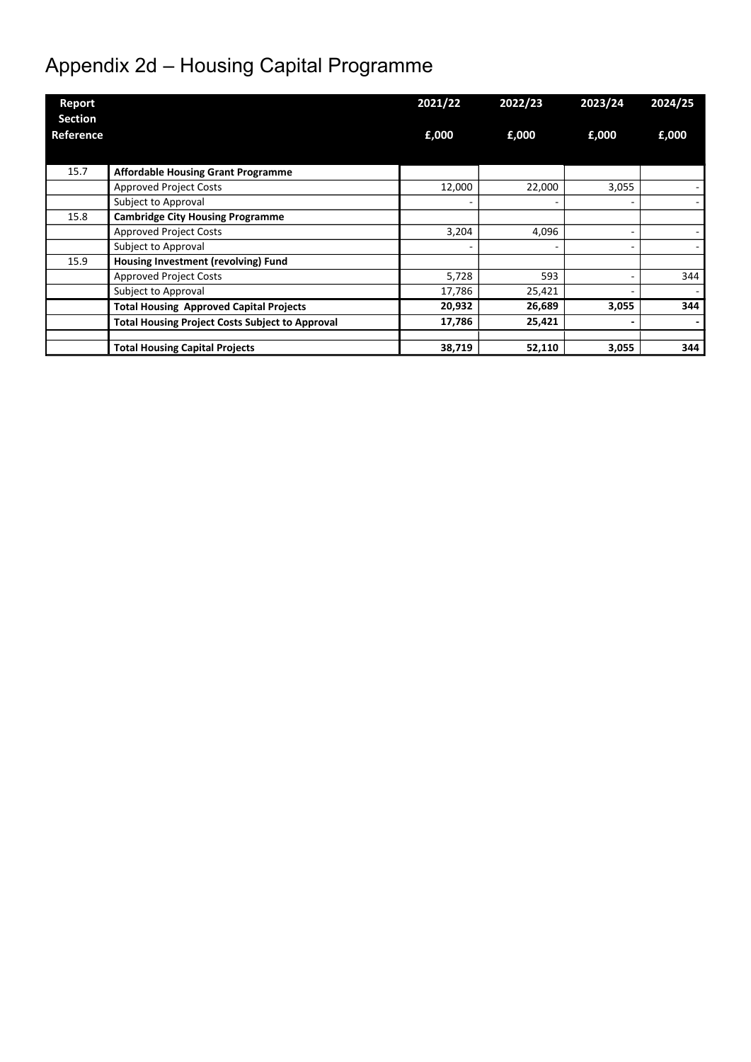# Appendix 2d – Housing Capital Programme

| Report Section Reference | | 2021/22 £,000 | 2022/23 £,000 | 2023/24 £,000 | 2024/25 £,000 |
|---|---|---|---|---|---|
| 15.7 | **Affordable Housing Grant Programme** | | | | |
| | Approved Project Costs | 12,000 | 22,000 | 3,055 | - |
| | Subject to Approval | - | - | - | - |
| 15.8 | **Cambridge City Housing Programme** | | | | |
| | Approved Project Costs | 3,204 | 4,096 | - | - |
| | Subject to Approval | - | - | - | - |
| 15.9 | **Housing Investment (revolving) Fund** | | | | |
| | Approved Project Costs | 5,728 | 593 | - | 344 |
| | Subject to Approval | 17,786 | 25,421 | - | - |
| | **Total Housing Approved Capital Projects** | **20,932** | **26,689** | **3,055** | **344** |
| | **Total Housing Project Costs Subject to Approval** | **17,786** | **25,421** | **-** | **-** |
| | | | | | |
| | **Total Housing Capital Projects** | **38,719** | **52,110** | **3,055** | **344** |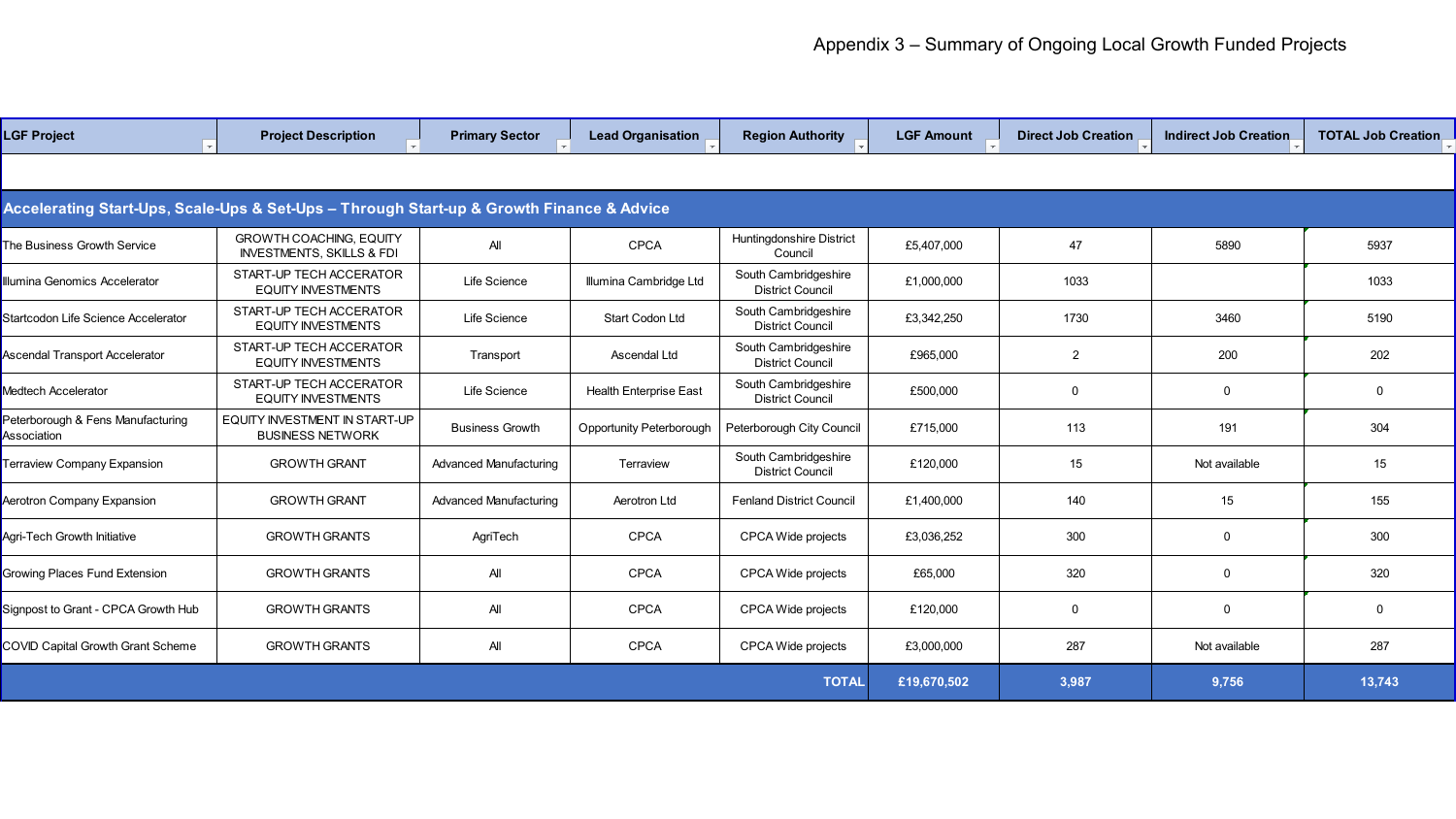# Appendix 3 – Summary of Ongoing Local Growth Funded Projects

| LGF Project | Project Description | Primary Sector | Lead Organisation | Region Authority | LGF Amount | Direct Job Creation | Indirect Job Creation | TOTAL Job Creation |
|---|---|---|---|---|---|---|---|---|
| **Accelerating Start-Ups, Scale-Ups & Set-Ups – Through Start-up & Growth Finance & Advice** | | | | | | | | |
| The Business Growth Service | GROWTH COACHING, EQUITY INVESTMENTS, SKILLS & FDI | All | CPCA | Huntingdonshire District Council | £5,407,000 | 47 | 5890 | 5937 |
| Illumina Genomics Accelerator | START-UP TECH ACCERATOR EQUITY INVESTMENTS | Life Science | Illumina Cambridge Ltd | South Cambridgeshire District Council | £1,000,000 | 1033 | | 1033 |
| Startcodon Life Science Accelerator | START-UP TECH ACCERATOR EQUITY INVESTMENTS | Life Science | Start Codon Ltd | South Cambridgeshire District Council | £3,342,250 | 1730 | 3460 | 5190 |
| Ascendal Transport Accelerator | START-UP TECH ACCERATOR EQUITY INVESTMENTS | Transport | Ascendal Ltd | South Cambridgeshire District Council | £965,000 | 2 | 200 | 202 |
| Medtech Accelerator | START-UP TECH ACCERATOR EQUITY INVESTMENTS | Life Science | Health Enterprise East | South Cambridgeshire District Council | £500,000 | 0 | 0 | 0 |
| Peterborough & Fens Manufacturing Association | EQUITY INVESTMENT IN START-UP BUSINESS NETWORK | Business Growth | Opportunity Peterborough | Peterborough City Council | £715,000 | 113 | 191 | 304 |
| Terraview Company Expansion | GROWTH GRANT | Advanced Manufacturing | Terraview | South Cambridgeshire District Council | £120,000 | 15 | Not available | 15 |
| Aerotron Company Expansion | GROWTH GRANT | Advanced Manufacturing | Aerotron Ltd | Fenland District Council | £1,400,000 | 140 | 15 | 155 |
| Agri-Tech Growth Initiative | GROWTH GRANTS | AgriTech | CPCA | CPCA Wide projects | £3,036,252 | 300 | 0 | 300 |
| Growing Places Fund Extension | GROWTH GRANTS | All | CPCA | CPCA Wide projects | £65,000 | 320 | 0 | 320 |
| Signpost to Grant - CPCA Growth Hub | GROWTH GRANTS | All | CPCA | CPCA Wide projects | £120,000 | 0 | 0 | 0 |
| COVID Capital Growth Grant Scheme | GROWTH GRANTS | All | CPCA | CPCA Wide projects | £3,000,000 | 287 | Not available | 287 |
| | | | | **TOTAL** | **£19,670,502** | **3,987** | **9,756** | **13,743** |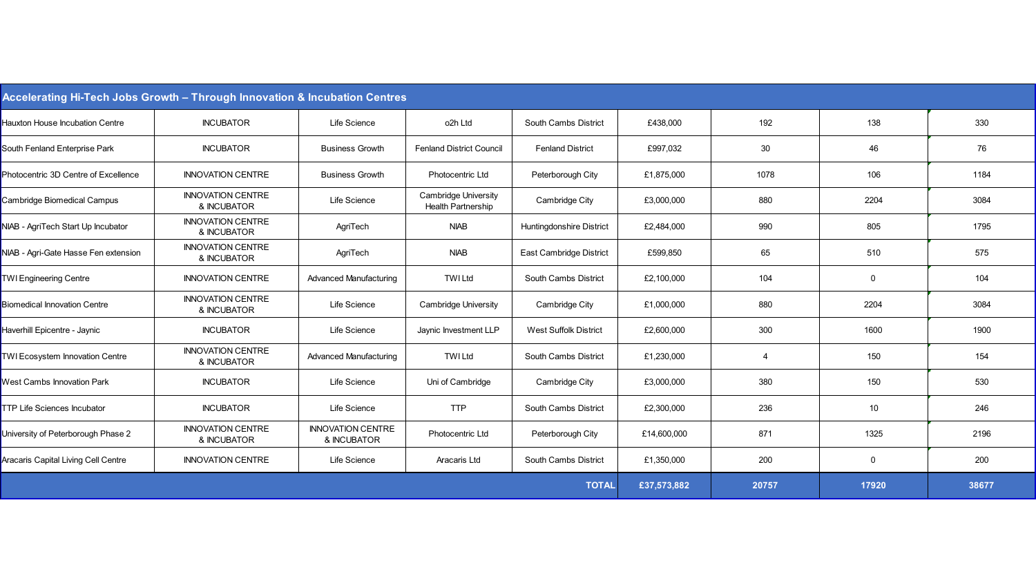| Accelerating Hi-Tech Jobs Growth – Through Innovation & Incubation Centres | | | | | | | | |
|---|---|---|---|---|---|---|---|---|
| Hauxton House Incubation Centre | INCUBATOR | Life Science | o2h Ltd | South Cambs District | £438,000 | 192 | 138 | 330 |
| South Fenland Enterprise Park | INCUBATOR | Business Growth | Fenland District Council | Fenland District | £997,032 | 30 | 46 | 76 |
| Photocentric 3D Centre of Excellence | INNOVATION CENTRE | Business Growth | Photocentric Ltd | Peterborough City | £1,875,000 | 1078 | 106 | 1184 |
| Cambridge Biomedical Campus | INNOVATION CENTRE & INCUBATOR | Life Science | Cambridge University Health Partnership | Cambridge City | £3,000,000 | 880 | 2204 | 3084 |
| NIAB - AgriTech Start Up Incubator | INNOVATION CENTRE & INCUBATOR | AgriTech | NIAB | Huntingdonshire District | £2,484,000 | 990 | 805 | 1795 |
| NIAB - Agri-Gate Hasse Fen extension | INNOVATION CENTRE & INCUBATOR | AgriTech | NIAB | East Cambridge District | £599,850 | 65 | 510 | 575 |
| TWI Engineering Centre | INNOVATION CENTRE | Advanced Manufacturing | TWI Ltd | South Cambs District | £2,100,000 | 104 | 0 | 104 |
| Biomedical Innovation Centre | INNOVATION CENTRE & INCUBATOR | Life Science | Cambridge University | Cambridge City | £1,000,000 | 880 | 2204 | 3084 |
| Haverhill Epicentre - Jaynic | INCUBATOR | Life Science | Jaynic Investment LLP | West Suffolk District | £2,600,000 | 300 | 1600 | 1900 |
| TWI Ecosystem Innovation Centre | INNOVATION CENTRE & INCUBATOR | Advanced Manufacturing | TWI Ltd | South Cambs District | £1,230,000 | 4 | 150 | 154 |
| West Cambs Innovation Park | INCUBATOR | Life Science | Uni of Cambridge | Cambridge City | £3,000,000 | 380 | 150 | 530 |
| TTP Life Sciences Incubator | INCUBATOR | Life Science | TTP | South Cambs District | £2,300,000 | 236 | 10 | 246 |
| University of Peterborough Phase 2 | INNOVATION CENTRE & INCUBATOR | INNOVATION CENTRE & INCUBATOR | Photocentric Ltd | Peterborough City | £14,600,000 | 871 | 1325 | 2196 |
| Aracaris Capital Living Cell Centre | INNOVATION CENTRE | Life Science | Aracaris Ltd | South Cambs District | £1,350,000 | 200 | 0 | 200 |
| | | | | **TOTAL** | **£37,573,882** | **20757** | **17920** | **38677** |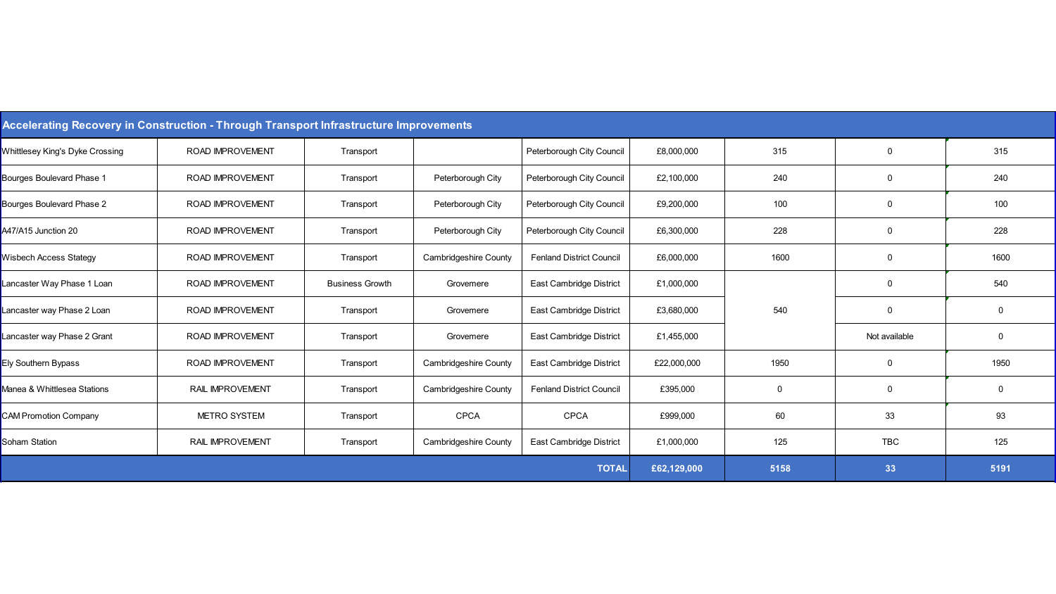| Accelerating Recovery in Construction - Through Transport Infrastructure Improvements | | | | | | | | |
|---|---|---|---|---|---|---|---|---|
| Whittlesey King's Dyke Crossing | ROAD IMPROVEMENT | Transport | | Peterborough City Council | £8,000,000 | 315 | 0 | 315 |
| Bourges Boulevard Phase 1 | ROAD IMPROVEMENT | Transport | Peterborough City | Peterborough City Council | £2,100,000 | 240 | 0 | 240 |
| Bourges Boulevard Phase 2 | ROAD IMPROVEMENT | Transport | Peterborough City | Peterborough City Council | £9,200,000 | 100 | 0 | 100 |
| A47/A15 Junction 20 | ROAD IMPROVEMENT | Transport | Peterborough City | Peterborough City Council | £6,300,000 | 228 | 0 | 228 |
| Wisbech Access Stategy | ROAD IMPROVEMENT | Transport | Cambridgeshire County | Fenland District Council | £6,000,000 | 1600 | 0 | 1600 |
| Lancaster Way Phase 1 Loan | ROAD IMPROVEMENT | Business Growth | Grovemere | East Cambridge District | £1,000,000 | 540 | 0 | 540 |
| Lancaster way Phase 2 Loan | ROAD IMPROVEMENT | Transport | Grovemere | East Cambridge District | £3,680,000 | | 0 | 0 |
| Lancaster way Phase 2 Grant | ROAD IMPROVEMENT | Transport | Grovemere | East Cambridge District | £1,455,000 | | Not available | 0 |
| Ely Southern Bypass | ROAD IMPROVEMENT | Transport | Cambridgeshire County | East Cambridge District | £22,000,000 | 1950 | 0 | 1950 |
| Manea & Whittlesea Stations | RAIL IMPROVEMENT | Transport | Cambridgeshire County | Fenland District Council | £395,000 | 0 | 0 | 0 |
| CAM Promotion Company | METRO SYSTEM | Transport | CPCA | CPCA | £999,000 | 60 | 33 | 93 |
| Soham Station | RAIL IMPROVEMENT | Transport | Cambridgeshire County | East Cambridge District | £1,000,000 | 125 | TBC | 125 |
| | | | | **TOTAL** | **£62,129,000** | **5158** | **33** | **5191** |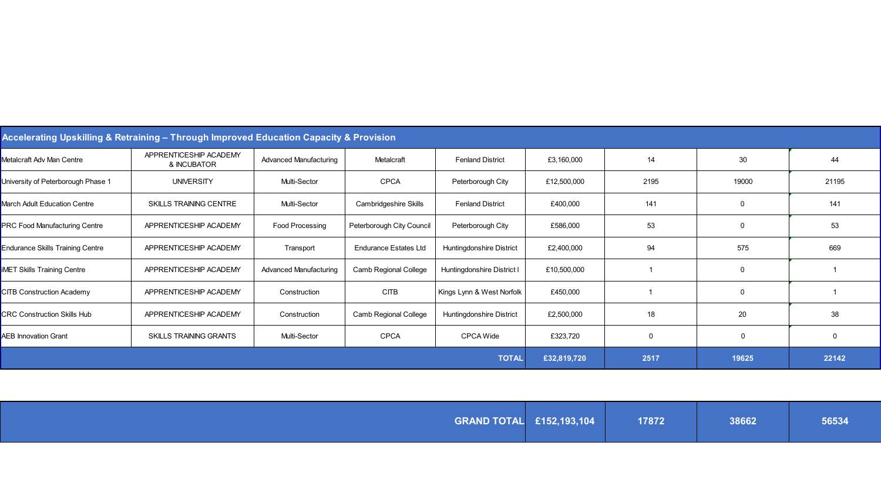| Accelerating Upskilling & Retraining – Through Improved Education Capacity & Provision | | | | | | | | |
|---|---|---|---|---|---|---|---|---|
| Metalcraft Adv Man Centre | APPRENTICESHIP ACADEMY & INCUBATOR | Advanced Manufacturing | Metalcraft | Fenland District | £3,160,000 | 14 | 30 | 44 |
| University of Peterborough Phase 1 | UNIVERSITY | Multi-Sector | CPCA | Peterborough City | £12,500,000 | 2195 | 19000 | 21195 |
| March Adult Education Centre | SKILLS TRAINING CENTRE | Multi-Sector | Cambridgeshire Skills | Fenland District | £400,000 | 141 | 0 | 141 |
| PRC Food Manufacturing Centre | APPRENTICESHIP ACADEMY | Food Processing | Peterborough City Council | Peterborough City | £586,000 | 53 | 0 | 53 |
| Endurance Skills Training Centre | APPRENTICESHIP ACADEMY | Transport | Endurance Estates Ltd | Huntingdonshire District | £2,400,000 | 94 | 575 | 669 |
| iMET Skills Training Centre | APPRENTICESHIP ACADEMY | Advanced Manufacturing | Camb Regional College | Huntingdonshire District I | £10,500,000 | 1 | 0 | 1 |
| CITB Construction Academy | APPRENTICESHIP ACADEMY | Construction | CITB | Kings Lynn & West Norfolk | £450,000 | 1 | 0 | 1 |
| CRC Construction Skills Hub | APPRENTICESHIP ACADEMY | Construction | Camb Regional College | Huntingdonshire District | £2,500,000 | 18 | 20 | 38 |
| AEB Innovation Grant | SKILLS TRAINING GRANTS | Multi-Sector | CPCA | CPCA Wide | £323,720 | 0 | 0 | 0 |
| | | | | **TOTAL** | **£32,819,720** | **2517** | **19625** | **22142** |

| | | | | |
|---|---|---|---|---|
| **GRAND TOTAL** | **£152,193,104** | **17872** | **38662** | **56534** |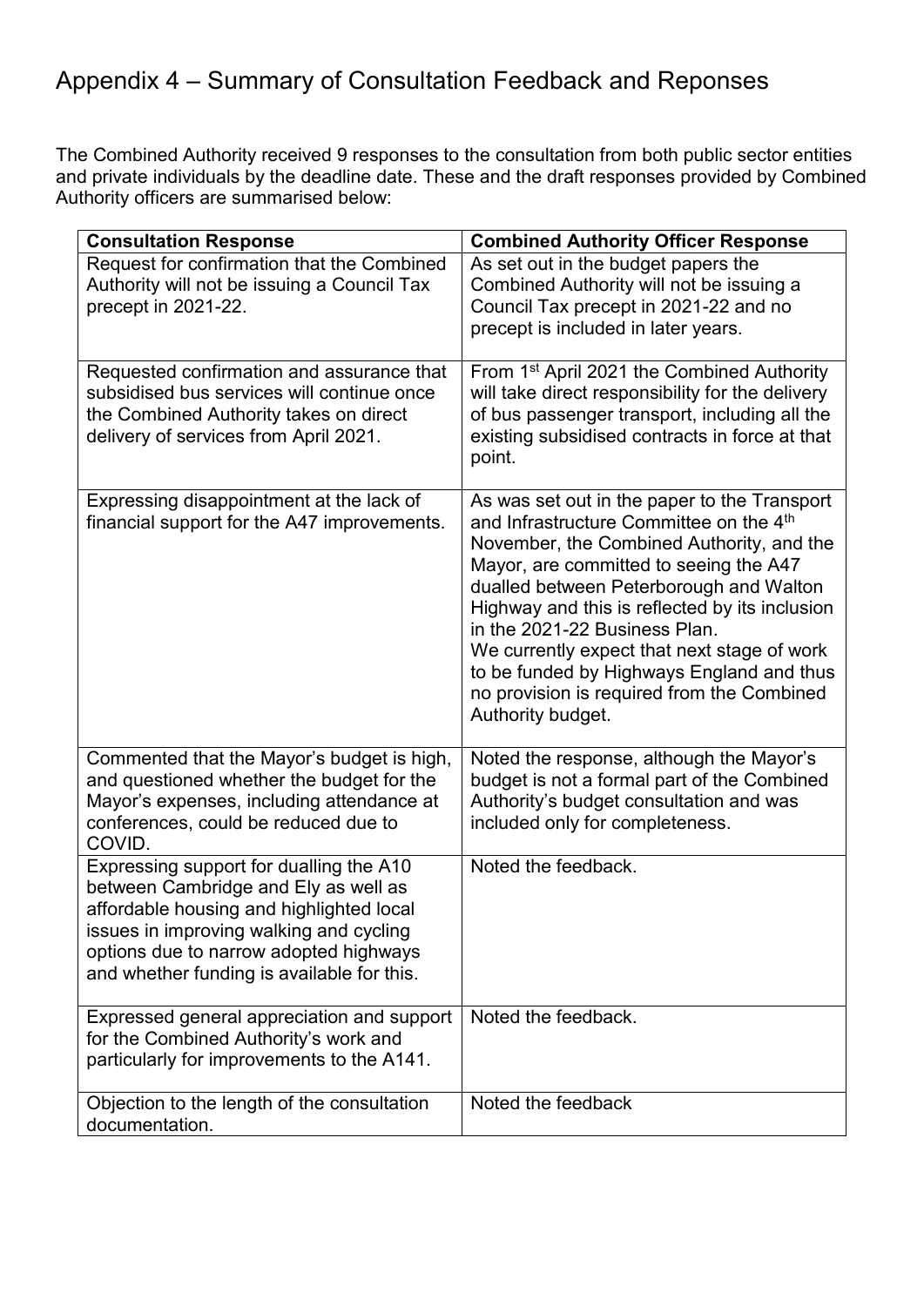# Appendix 4 – Summary of Consultation Feedback and Reponses

The Combined Authority received 9 responses to the consultation from both public sector entities and private individuals by the deadline date. These and the draft responses provided by Combined Authority officers are summarised below:

| Consultation Response | Combined Authority Officer Response |
|---|---|
| Request for confirmation that the Combined Authority will not be issuing a Council Tax precept in 2021-22. | As set out in the budget papers the Combined Authority will not be issuing a Council Tax precept in 2021-22 and no precept is included in later years. |
| Requested confirmation and assurance that subsidised bus services will continue once the Combined Authority takes on direct delivery of services from April 2021. | From 1st April 2021 the Combined Authority will take direct responsibility for the delivery of bus passenger transport, including all the existing subsidised contracts in force at that point. |
| Expressing disappointment at the lack of financial support for the A47 improvements. | As was set out in the paper to the Transport and Infrastructure Committee on the 4th November, the Combined Authority, and the Mayor, are committed to seeing the A47 dualled between Peterborough and Walton Highway and this is reflected by its inclusion in the 2021-22 Business Plan.<br>We currently expect that next stage of work to be funded by Highways England and thus no provision is required from the Combined Authority budget. |
| Commented that the Mayor's budget is high, and questioned whether the budget for the Mayor's expenses, including attendance at conferences, could be reduced due to COVID. | Noted the response, although the Mayor's budget is not a formal part of the Combined Authority's budget consultation and was included only for completeness. |
| Expressing support for dualling the A10 between Cambridge and Ely as well as affordable housing and highlighted local issues in improving walking and cycling options due to narrow adopted highways and whether funding is available for this. | Noted the feedback. |
| Expressed general appreciation and support for the Combined Authority's work and particularly for improvements to the A141. | Noted the feedback. |
| Objection to the length of the consultation documentation. | Noted the feedback |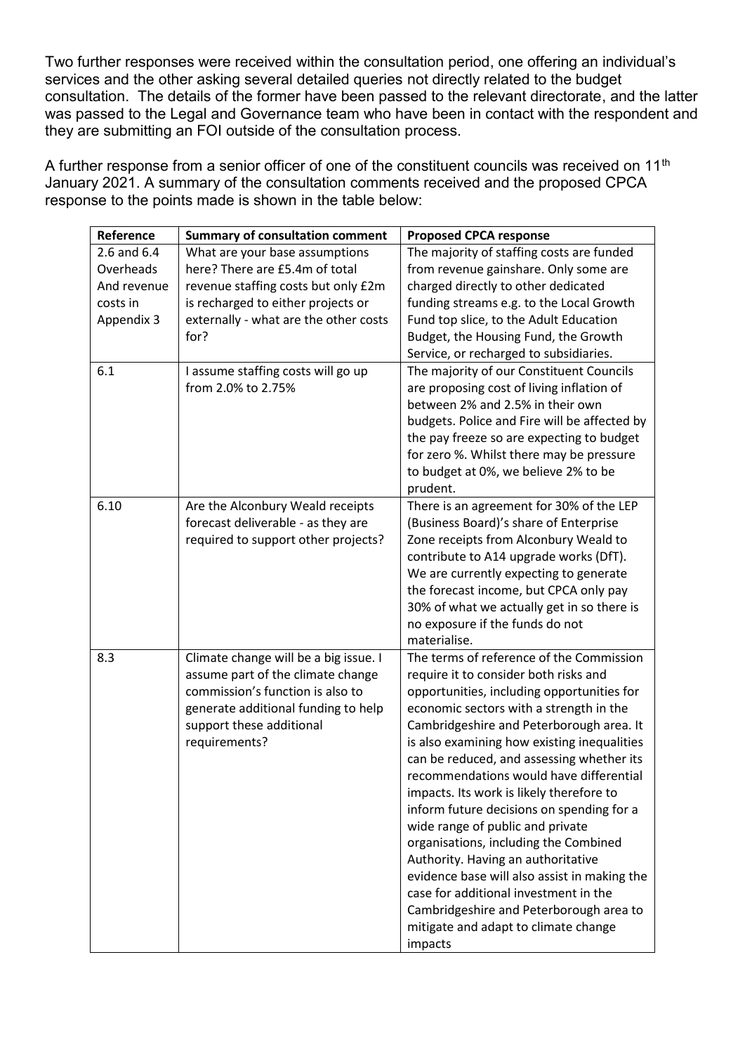Two further responses were received within the consultation period, one offering an individual's services and the other asking several detailed queries not directly related to the budget consultation. The details of the former have been passed to the relevant directorate, and the latter was passed to the Legal and Governance team who have been in contact with the respondent and they are submitting an FOI outside of the consultation process.

A further response from a senior officer of one of the constituent councils was received on 11th January 2021. A summary of the consultation comments received and the proposed CPCA response to the points made is shown in the table below:

| Reference | Summary of consultation comment | Proposed CPCA response |
|---|---|---|
| 2.6 and 6.4 Overheads And revenue costs in Appendix 3 | What are your base assumptions here? There are £5.4m of total revenue staffing costs but only £2m is recharged to either projects or externally - what are the other costs for? | The majority of staffing costs are funded from revenue gainshare. Only some are charged directly to other dedicated funding streams e.g. to the Local Growth Fund top slice, to the Adult Education Budget, the Housing Fund, the Growth Service, or recharged to subsidiaries. |
| 6.1 | I assume staffing costs will go up from 2.0% to 2.75% | The majority of our Constituent Councils are proposing cost of living inflation of between 2% and 2.5% in their own budgets. Police and Fire will be affected by the pay freeze so are expecting to budget for zero %. Whilst there may be pressure to budget at 0%, we believe 2% to be prudent. |
| 6.10 | Are the Alconbury Weald receipts forecast deliverable - as they are required to support other projects? | There is an agreement for 30% of the LEP (Business Board)'s share of Enterprise Zone receipts from Alconbury Weald to contribute to A14 upgrade works (DfT). We are currently expecting to generate the forecast income, but CPCA only pay 30% of what we actually get in so there is no exposure if the funds do not materialise. |
| 8.3 | Climate change will be a big issue. I assume part of the climate change commission's function is also to generate additional funding to help support these additional requirements? | The terms of reference of the Commission require it to consider both risks and opportunities, including opportunities for economic sectors with a strength in the Cambridgeshire and Peterborough area. It is also examining how existing inequalities can be reduced, and assessing whether its recommendations would have differential impacts. Its work is likely therefore to inform future decisions on spending for a wide range of public and private organisations, including the Combined Authority. Having an authoritative evidence base will also assist in making the case for additional investment in the Cambridgeshire and Peterborough area to mitigate and adapt to climate change impacts |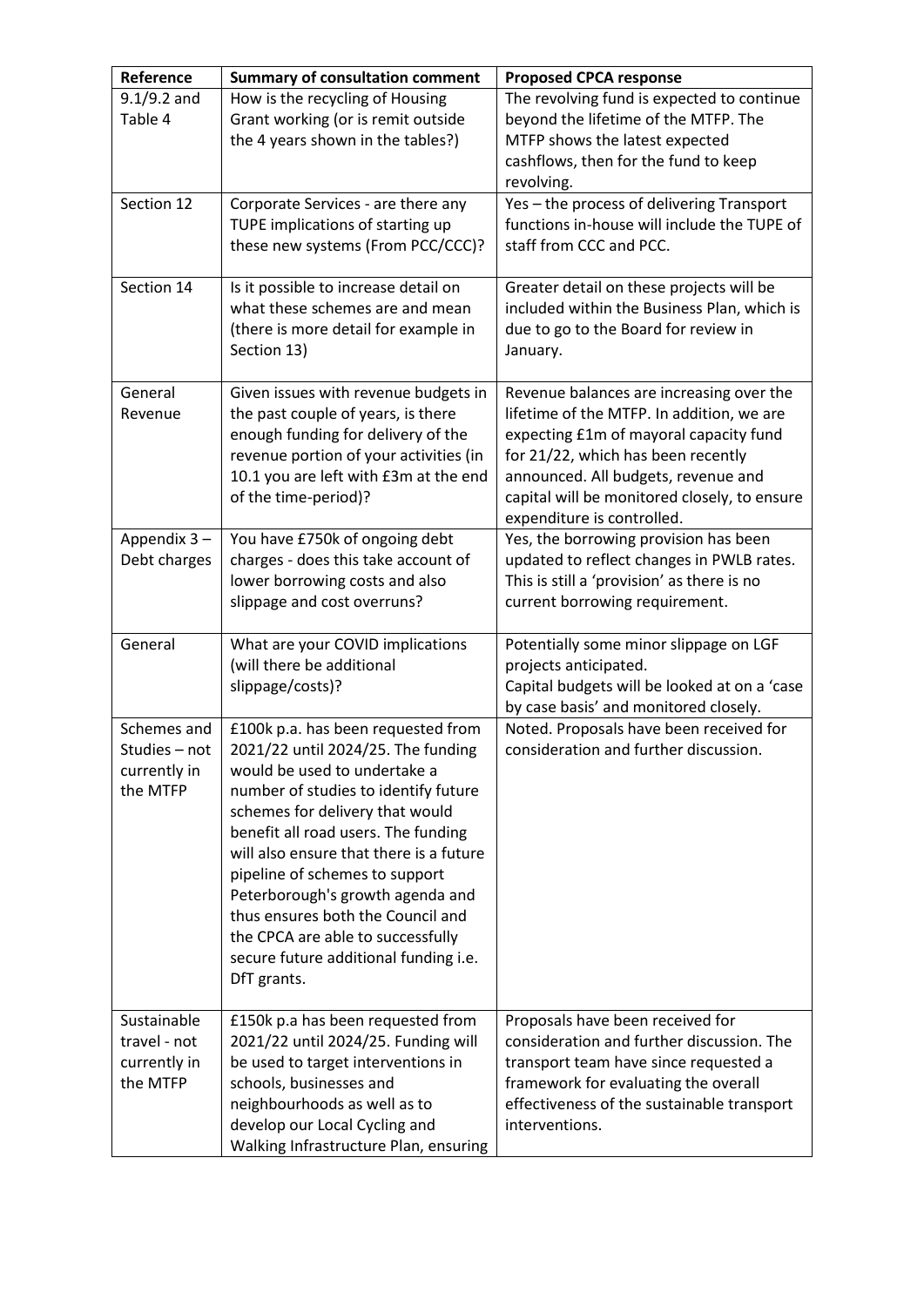| Reference | Summary of consultation comment | Proposed CPCA response |
|---|---|---|
| 9.1/9.2 and Table 4 | How is the recycling of Housing Grant working (or is remit outside the 4 years shown in the tables?) | The revolving fund is expected to continue beyond the lifetime of the MTFP. The MTFP shows the latest expected cashflows, then for the fund to keep revolving. |
| Section 12 | Corporate Services - are there any TUPE implications of starting up these new systems (From PCC/CCC)? | Yes – the process of delivering Transport functions in-house will include the TUPE of staff from CCC and PCC. |
| Section 14 | Is it possible to increase detail on what these schemes are and mean (there is more detail for example in Section 13) | Greater detail on these projects will be included within the Business Plan, which is due to go to the Board for review in January. |
| General Revenue | Given issues with revenue budgets in the past couple of years, is there enough funding for delivery of the revenue portion of your activities (in 10.1 you are left with £3m at the end of the time-period)? | Revenue balances are increasing over the lifetime of the MTFP. In addition, we are expecting £1m of mayoral capacity fund for 21/22, which has been recently announced. All budgets, revenue and capital will be monitored closely, to ensure expenditure is controlled. |
| Appendix 3 – Debt charges | You have £750k of ongoing debt charges - does this take account of lower borrowing costs and also slippage and cost overruns? | Yes, the borrowing provision has been updated to reflect changes in PWLB rates. This is still a 'provision' as there is no current borrowing requirement. |
| General | What are your COVID implications (will there be additional slippage/costs)? | Potentially some minor slippage on LGF projects anticipated.<br>Capital budgets will be looked at on a 'case by case basis' and monitored closely. |
| Schemes and Studies – not currently in the MTFP | £100k p.a. has been requested from 2021/22 until 2024/25. The funding would be used to undertake a number of studies to identify future schemes for delivery that would benefit all road users. The funding will also ensure that there is a future pipeline of schemes to support Peterborough's growth agenda and thus ensures both the Council and the CPCA are able to successfully secure future additional funding i.e. DfT grants. | Noted. Proposals have been received for consideration and further discussion. |
| Sustainable travel - not currently in the MTFP | £150k p.a has been requested from 2021/22 until 2024/25. Funding will be used to target interventions in schools, businesses and neighbourhoods as well as to develop our Local Cycling and Walking Infrastructure Plan, ensuring | Proposals have been received for consideration and further discussion. The transport team have since requested a framework for evaluating the overall effectiveness of the sustainable transport interventions. |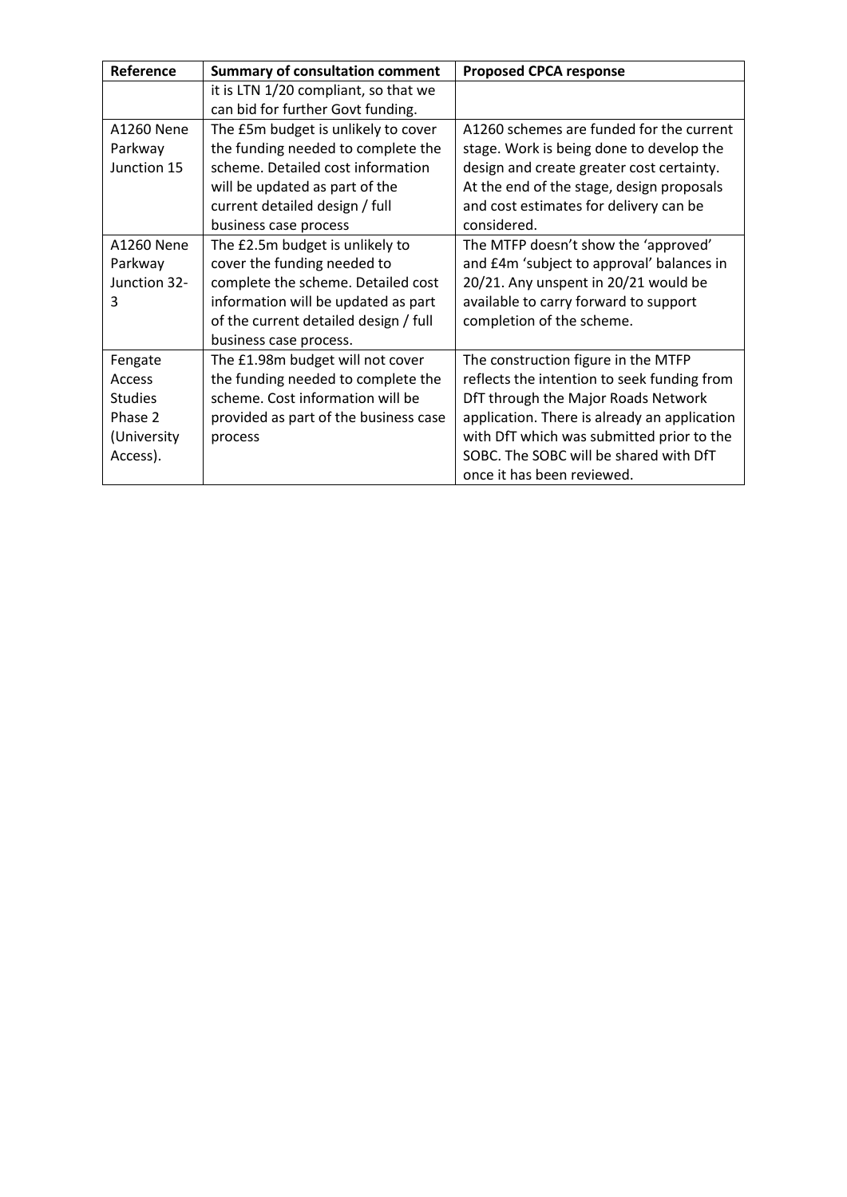| Reference | Summary of consultation comment | Proposed CPCA response |
|---|---|---|
| | it is LTN 1/20 compliant, so that we can bid for further Govt funding. | |
| A1260 Nene Parkway Junction 15 | The £5m budget is unlikely to cover the funding needed to complete the scheme. Detailed cost information will be updated as part of the current detailed design / full business case process | A1260 schemes are funded for the current stage. Work is being done to develop the design and create greater cost certainty. At the end of the stage, design proposals and cost estimates for delivery can be considered. |
| A1260 Nene Parkway Junction 32-3 | The £2.5m budget is unlikely to cover the funding needed to complete the scheme. Detailed cost information will be updated as part of the current detailed design / full business case process. | The MTFP doesn't show the 'approved' and £4m 'subject to approval' balances in 20/21. Any unspent in 20/21 would be available to carry forward to support completion of the scheme. |
| Fengate Access Studies Phase 2 (University Access). | The £1.98m budget will not cover the funding needed to complete the scheme. Cost information will be provided as part of the business case process | The construction figure in the MTFP reflects the intention to seek funding from DfT through the Major Roads Network application. There is already an application with DfT which was submitted prior to the SOBC. The SOBC will be shared with DfT once it has been reviewed. |